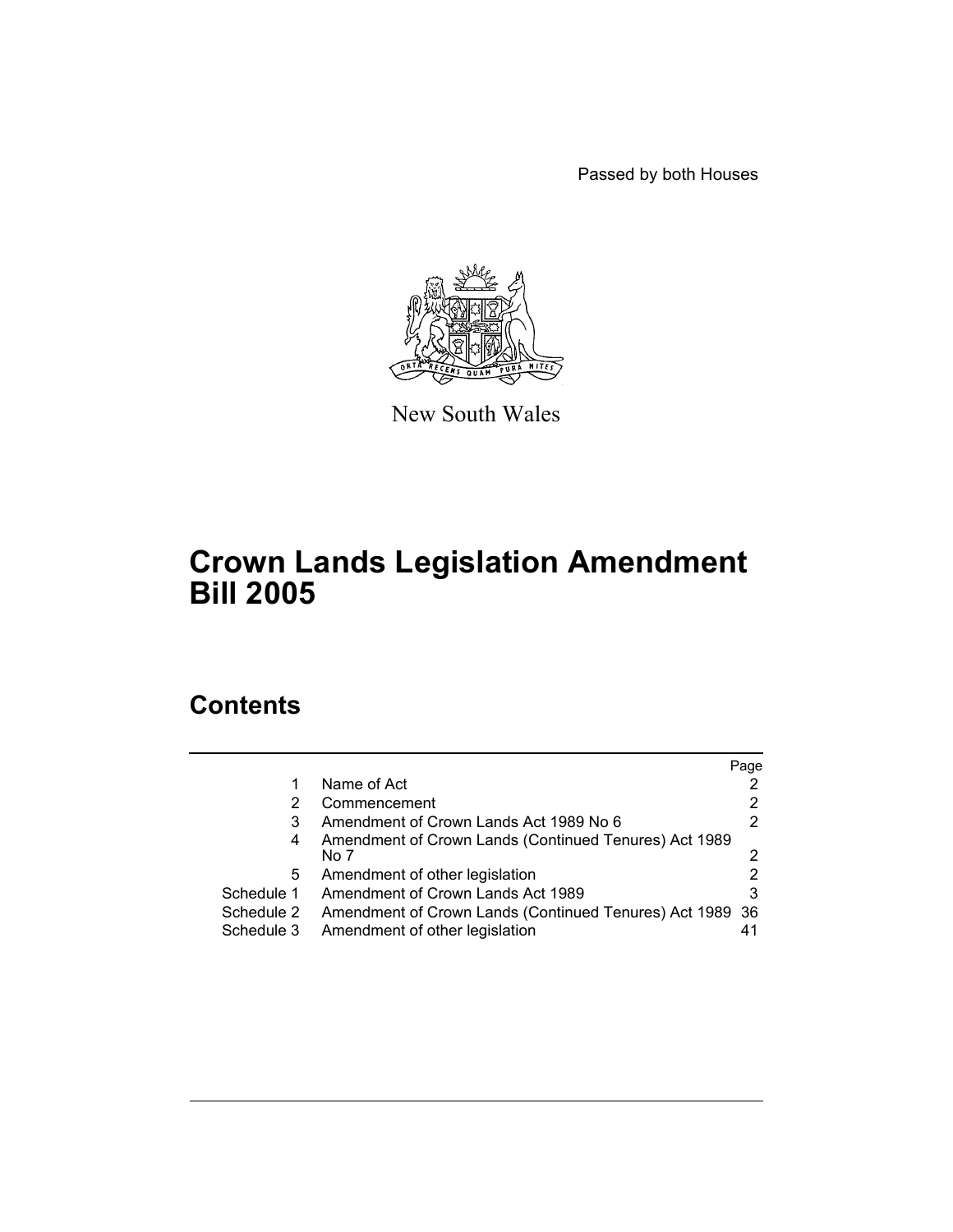Passed by both Houses

New South Wales

# Crown Lands Legislation Amendment Bill 2005

## Contents

| | | Page |
|---|---|---|
| 1 | Name of Act | 2 |
| 2 | Commencement | 2 |
| 3 | Amendment of Crown Lands Act 1989 No 6 | 2 |
| 4 | Amendment of Crown Lands (Continued Tenures) Act 1989 No 7 | 2 |
| 5 | Amendment of other legislation | 2 |
| Schedule 1 | Amendment of Crown Lands Act 1989 | 3 |
| Schedule 2 | Amendment of Crown Lands (Continued Tenures) Act 1989 | 36 |
| Schedule 3 | Amendment of other legislation | 41 |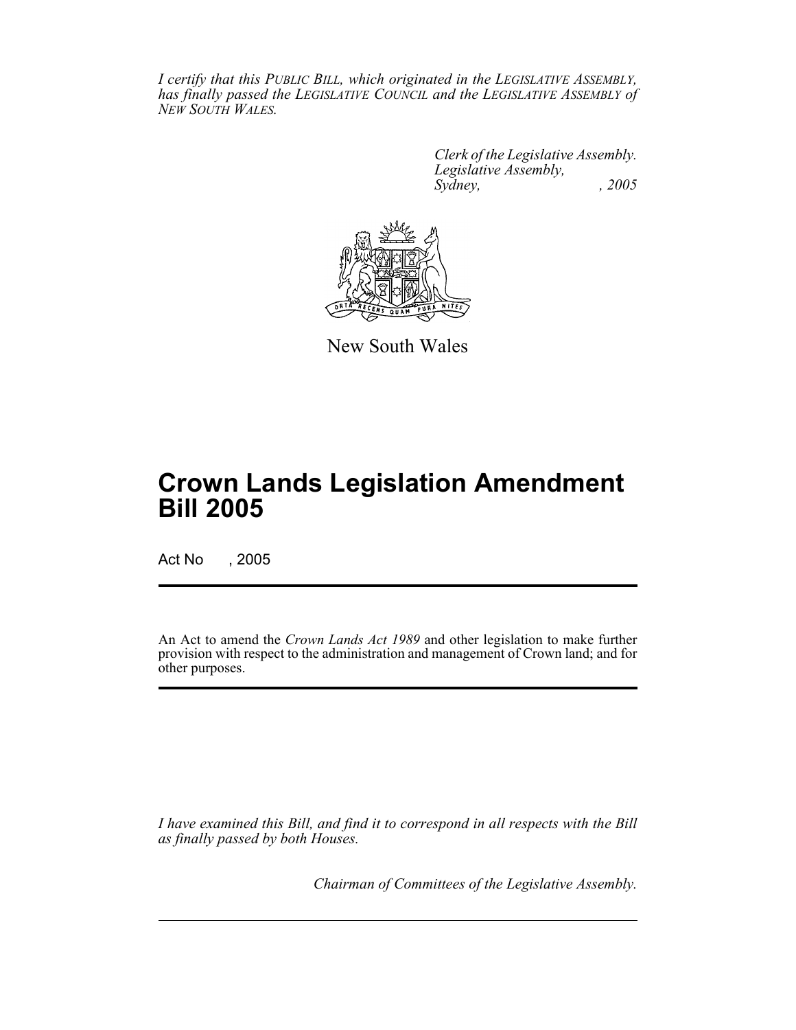*I certify that this PUBLIC BILL, which originated in the LEGISLATIVE ASSEMBLY, has finally passed the LEGISLATIVE COUNCIL and the LEGISLATIVE ASSEMBLY of NEW SOUTH WALES.*

*Clerk of the Legislative Assembly.*
*Legislative Assembly,*
*Sydney, , 2005*

New South Wales

# Crown Lands Legislation Amendment Bill 2005

Act No , 2005

An Act to amend the *Crown Lands Act 1989* and other legislation to make further provision with respect to the administration and management of Crown land; and for other purposes.

*I have examined this Bill, and find it to correspond in all respects with the Bill as finally passed by both Houses.*

*Chairman of Committees of the Legislative Assembly.*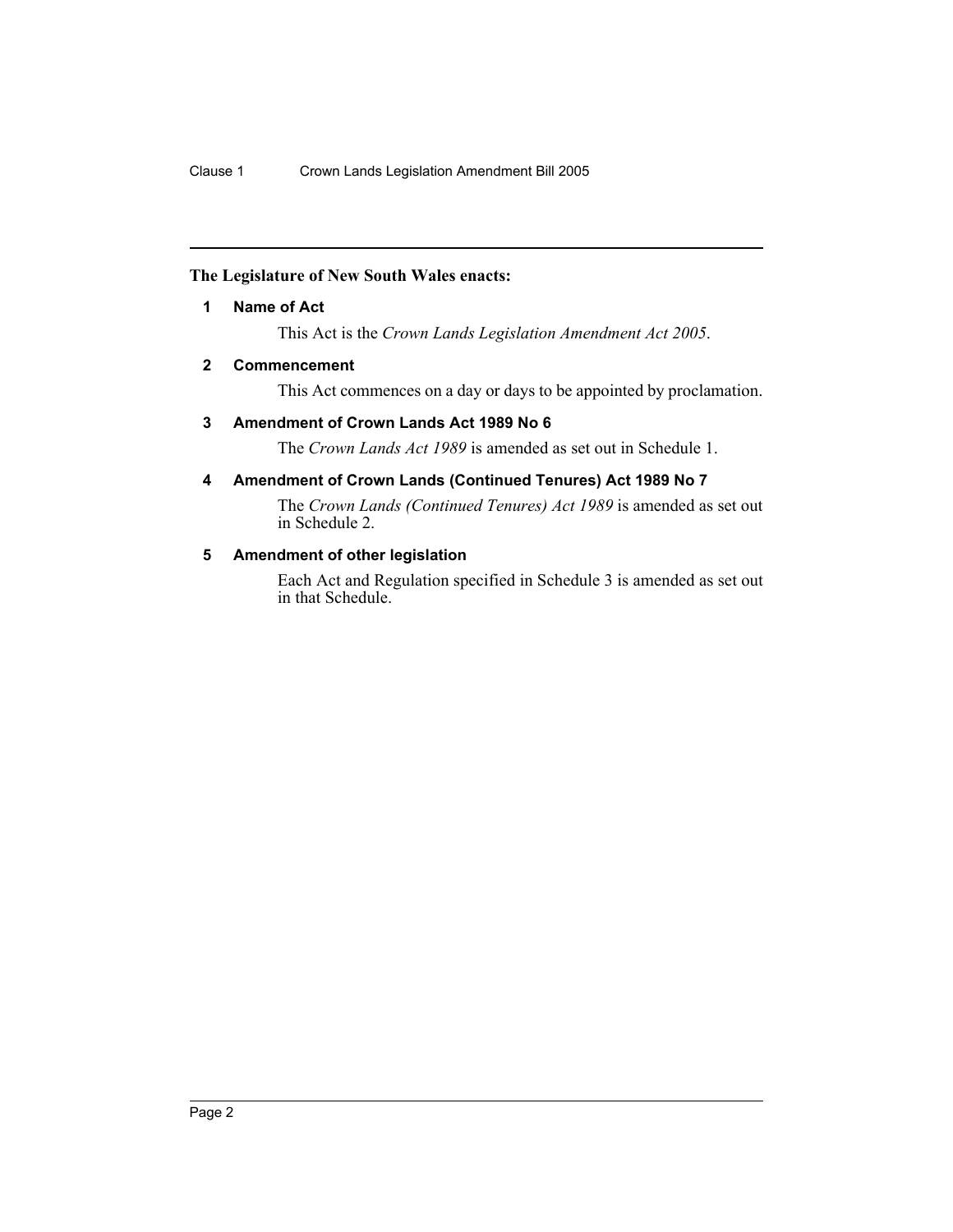**The Legislature of New South Wales enacts:**

## 1 Name of Act

This Act is the *Crown Lands Legislation Amendment Act 2005*.

## 2 Commencement

This Act commences on a day or days to be appointed by proclamation.

## 3 Amendment of Crown Lands Act 1989 No 6

The *Crown Lands Act 1989* is amended as set out in Schedule 1.

## 4 Amendment of Crown Lands (Continued Tenures) Act 1989 No 7

The *Crown Lands (Continued Tenures) Act 1989* is amended as set out in Schedule 2.

## 5 Amendment of other legislation

Each Act and Regulation specified in Schedule 3 is amended as set out in that Schedule.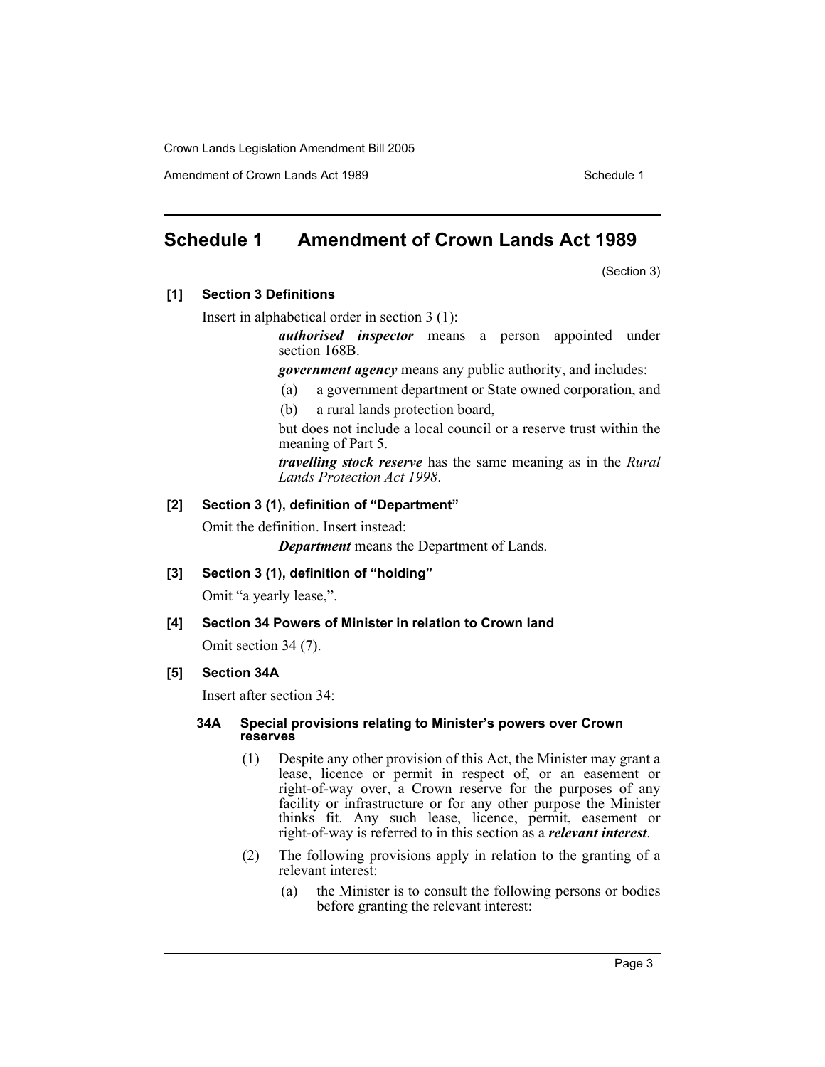# Schedule 1 Amendment of Crown Lands Act 1989

(Section 3)

**[1] Section 3 Definitions**

Insert in alphabetical order in section 3 (1):

> ***authorised inspector*** means a person appointed under section 168B.
>
> ***government agency*** means any public authority, and includes:
>
> (a) a government department or State owned corporation, and
>
> (b) a rural lands protection board,
>
> but does not include a local council or a reserve trust within the meaning of Part 5.
>
> ***travelling stock reserve*** has the same meaning as in the *Rural Lands Protection Act 1998*.

**[2] Section 3 (1), definition of "Department"**

Omit the definition. Insert instead:

> ***Department*** means the Department of Lands.

**[3] Section 3 (1), definition of "holding"**

Omit "a yearly lease,".

**[4] Section 34 Powers of Minister in relation to Crown land**

Omit section 34 (7).

**[5] Section 34A**

Insert after section 34:

> **34A Special provisions relating to Minister's powers over Crown reserves**
>
> (1) Despite any other provision of this Act, the Minister may grant a lease, licence or permit in respect of, or an easement or right-of-way over, a Crown reserve for the purposes of any facility or infrastructure or for any other purpose the Minister thinks fit. Any such lease, licence, permit, easement or right-of-way is referred to in this section as a ***relevant interest***.
>
> (2) The following provisions apply in relation to the granting of a relevant interest:
>
> (a) the Minister is to consult the following persons or bodies before granting the relevant interest: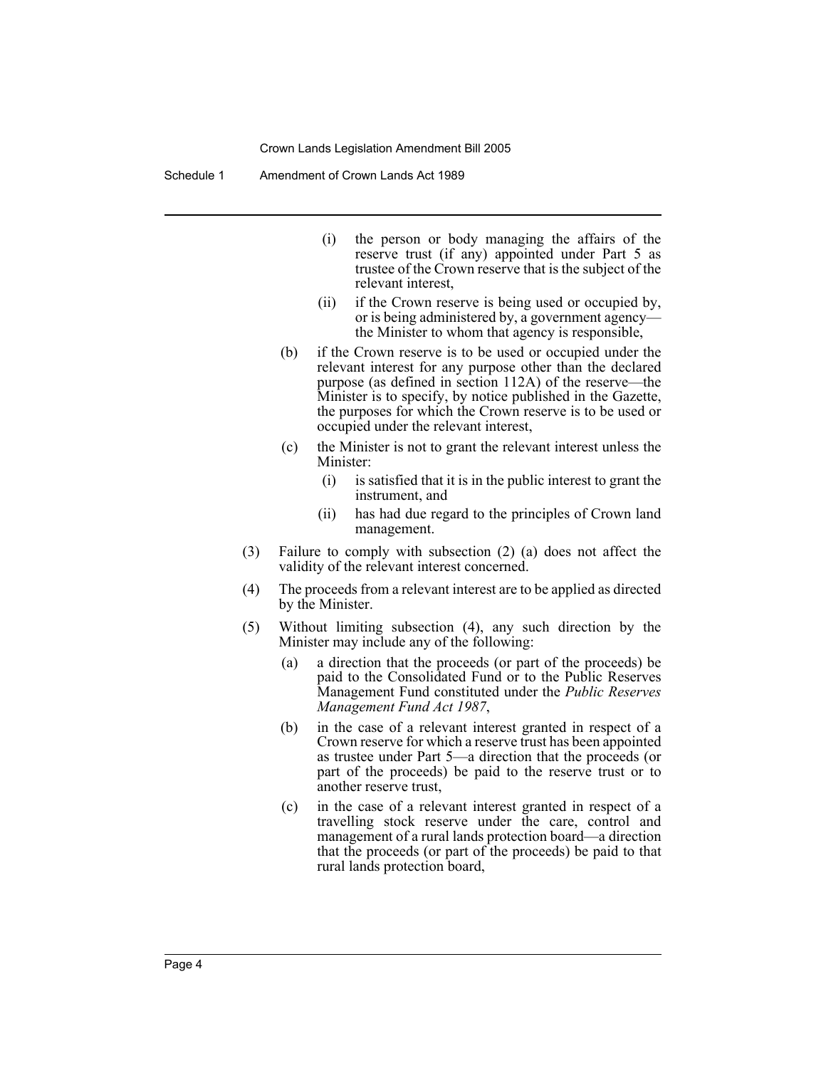(i) the person or body managing the affairs of the reserve trust (if any) appointed under Part 5 as trustee of the Crown reserve that is the subject of the relevant interest,

(ii) if the Crown reserve is being used or occupied by, or is being administered by, a government agency—the Minister to whom that agency is responsible,

(b) if the Crown reserve is to be used or occupied under the relevant interest for any purpose other than the declared purpose (as defined in section 112A) of the reserve—the Minister is to specify, by notice published in the Gazette, the purposes for which the Crown reserve is to be used or occupied under the relevant interest,

(c) the Minister is not to grant the relevant interest unless the Minister:

(i) is satisfied that it is in the public interest to grant the instrument, and

(ii) has had due regard to the principles of Crown land management.

(3) Failure to comply with subsection (2) (a) does not affect the validity of the relevant interest concerned.

(4) The proceeds from a relevant interest are to be applied as directed by the Minister.

(5) Without limiting subsection (4), any such direction by the Minister may include any of the following:

(a) a direction that the proceeds (or part of the proceeds) be paid to the Consolidated Fund or to the Public Reserves Management Fund constituted under the *Public Reserves Management Fund Act 1987*,

(b) in the case of a relevant interest granted in respect of a Crown reserve for which a reserve trust has been appointed as trustee under Part 5—a direction that the proceeds (or part of the proceeds) be paid to the reserve trust or to another reserve trust,

(c) in the case of a relevant interest granted in respect of a travelling stock reserve under the care, control and management of a rural lands protection board—a direction that the proceeds (or part of the proceeds) be paid to that rural lands protection board,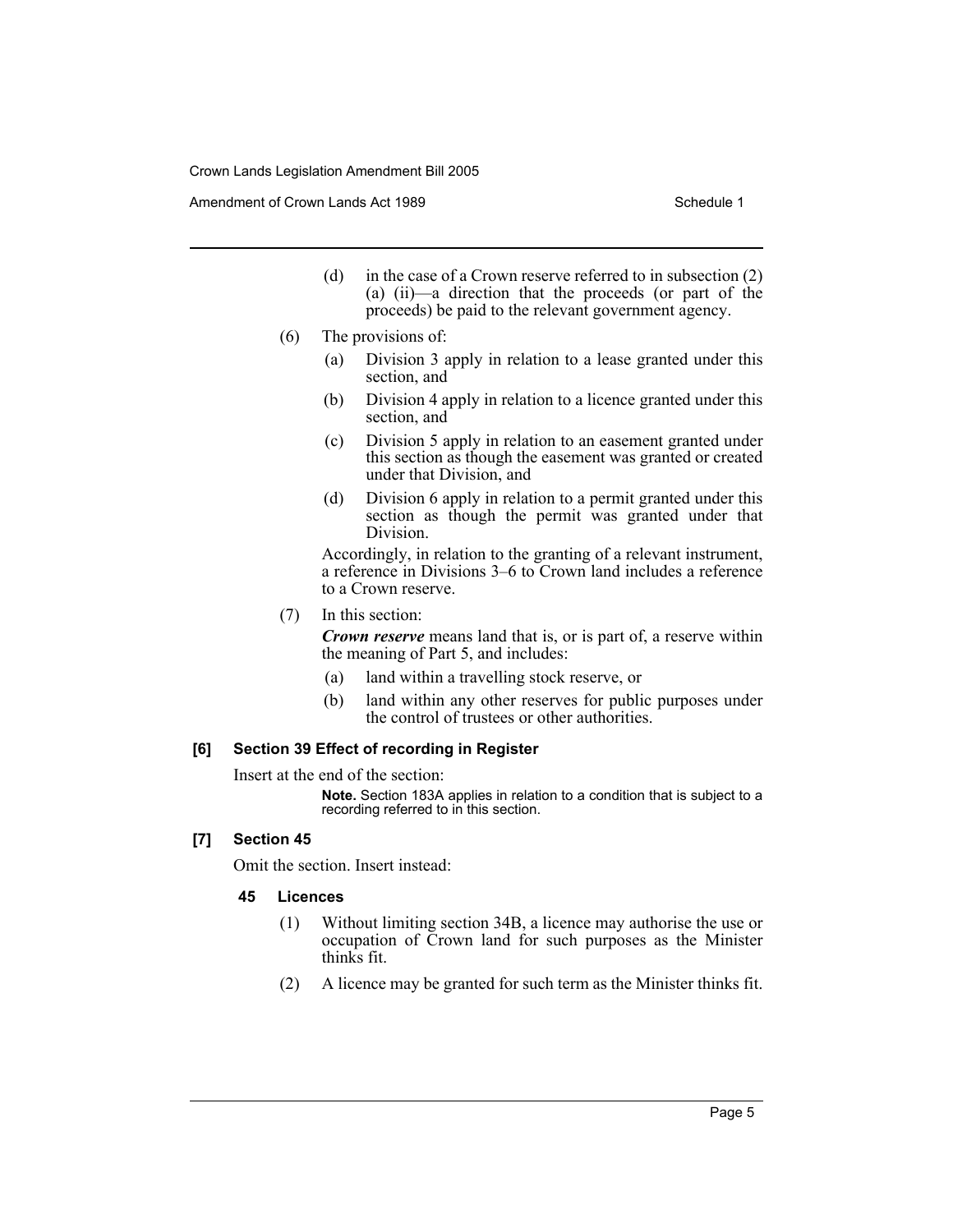(d) in the case of a Crown reserve referred to in subsection (2) (a) (ii)—a direction that the proceeds (or part of the proceeds) be paid to the relevant government agency.

(6) The provisions of:

(a) Division 3 apply in relation to a lease granted under this section, and

(b) Division 4 apply in relation to a licence granted under this section, and

(c) Division 5 apply in relation to an easement granted under this section as though the easement was granted or created under that Division, and

(d) Division 6 apply in relation to a permit granted under this section as though the permit was granted under that Division.

Accordingly, in relation to the granting of a relevant instrument, a reference in Divisions 3–6 to Crown land includes a reference to a Crown reserve.

(7) In this section:

***Crown reserve*** means land that is, or is part of, a reserve within the meaning of Part 5, and includes:

(a) land within a travelling stock reserve, or

(b) land within any other reserves for public purposes under the control of trustees or other authorities.

### [6] Section 39 Effect of recording in Register

Insert at the end of the section:

**Note.** Section 183A applies in relation to a condition that is subject to a recording referred to in this section.

### [7] Section 45

Omit the section. Insert instead:

#### 45 Licences

(1) Without limiting section 34B, a licence may authorise the use or occupation of Crown land for such purposes as the Minister thinks fit.

(2) A licence may be granted for such term as the Minister thinks fit.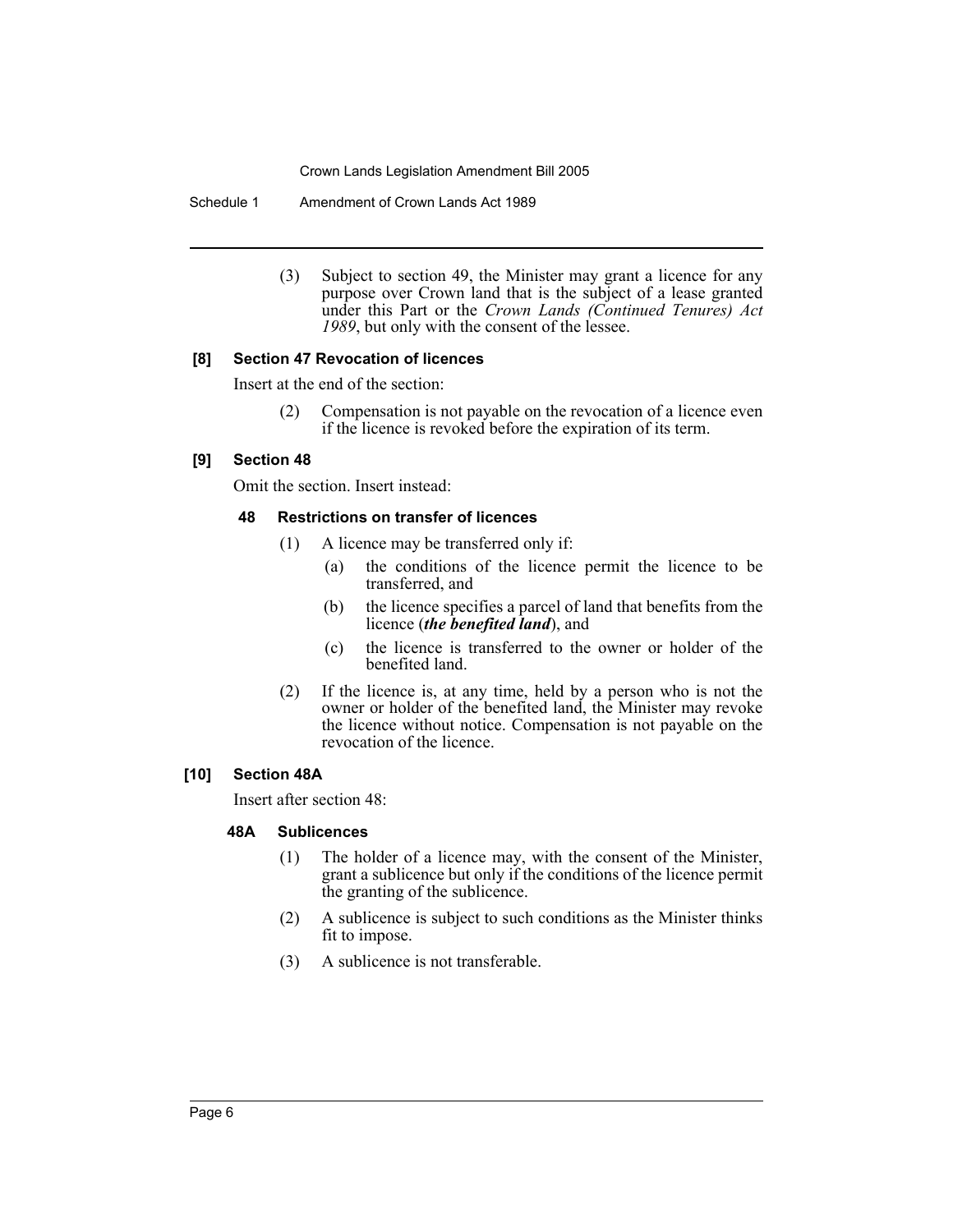(3) Subject to section 49, the Minister may grant a licence for any purpose over Crown land that is the subject of a lease granted under this Part or the *Crown Lands (Continued Tenures) Act 1989*, but only with the consent of the lessee.

### [8] Section 47 Revocation of licences

Insert at the end of the section:

> (2) Compensation is not payable on the revocation of a licence even if the licence is revoked before the expiration of its term.

### [9] Section 48

Omit the section. Insert instead:

> **48 Restrictions on transfer of licences**
>
> (1) A licence may be transferred only if:
>
> (a) the conditions of the licence permit the licence to be transferred, and
>
> (b) the licence specifies a parcel of land that benefits from the licence (***the benefited land***), and
>
> (c) the licence is transferred to the owner or holder of the benefited land.
>
> (2) If the licence is, at any time, held by a person who is not the owner or holder of the benefited land, the Minister may revoke the licence without notice. Compensation is not payable on the revocation of the licence.

### [10] Section 48A

Insert after section 48:

> **48A Sublicences**
>
> (1) The holder of a licence may, with the consent of the Minister, grant a sublicence but only if the conditions of the licence permit the granting of the sublicence.
>
> (2) A sublicence is subject to such conditions as the Minister thinks fit to impose.
>
> (3) A sublicence is not transferable.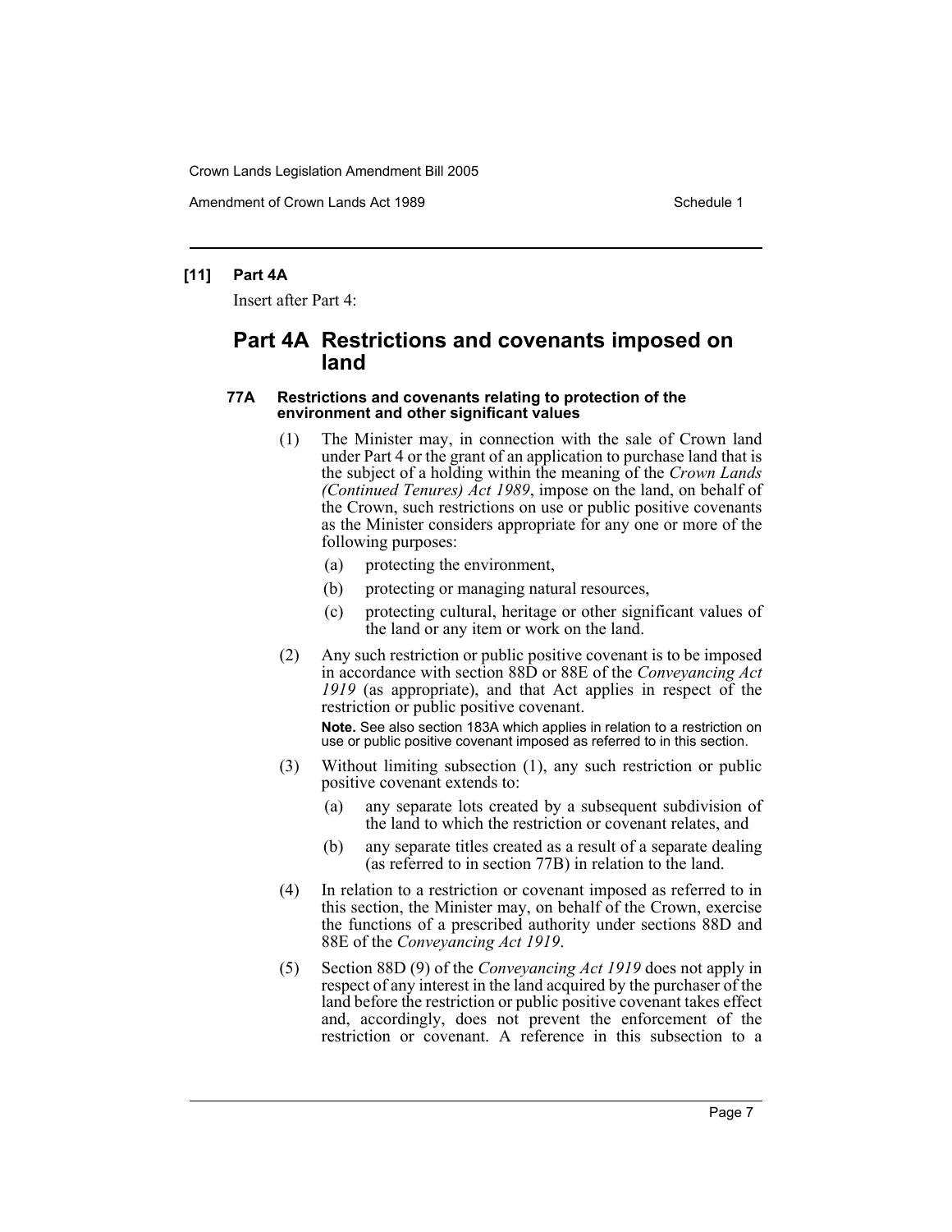**[11] Part 4A**

Insert after Part 4:

## Part 4A Restrictions and covenants imposed on land

### 77A Restrictions and covenants relating to protection of the environment and other significant values

(1) The Minister may, in connection with the sale of Crown land under Part 4 or the grant of an application to purchase land that is the subject of a holding within the meaning of the *Crown Lands (Continued Tenures) Act 1989*, impose on the land, on behalf of the Crown, such restrictions on use or public positive covenants as the Minister considers appropriate for any one or more of the following purposes:

- (a) protecting the environment,
- (b) protecting or managing natural resources,
- (c) protecting cultural, heritage or other significant values of the land or any item or work on the land.

(2) Any such restriction or public positive covenant is to be imposed in accordance with section 88D or 88E of the *Conveyancing Act 1919* (as appropriate), and that Act applies in respect of the restriction or public positive covenant.

**Note.** See also section 183A which applies in relation to a restriction on use or public positive covenant imposed as referred to in this section.

(3) Without limiting subsection (1), any such restriction or public positive covenant extends to:

- (a) any separate lots created by a subsequent subdivision of the land to which the restriction or covenant relates, and
- (b) any separate titles created as a result of a separate dealing (as referred to in section 77B) in relation to the land.

(4) In relation to a restriction or covenant imposed as referred to in this section, the Minister may, on behalf of the Crown, exercise the functions of a prescribed authority under sections 88D and 88E of the *Conveyancing Act 1919*.

(5) Section 88D (9) of the *Conveyancing Act 1919* does not apply in respect of any interest in the land acquired by the purchaser of the land before the restriction or public positive covenant takes effect and, accordingly, does not prevent the enforcement of the restriction or covenant. A reference in this subsection to a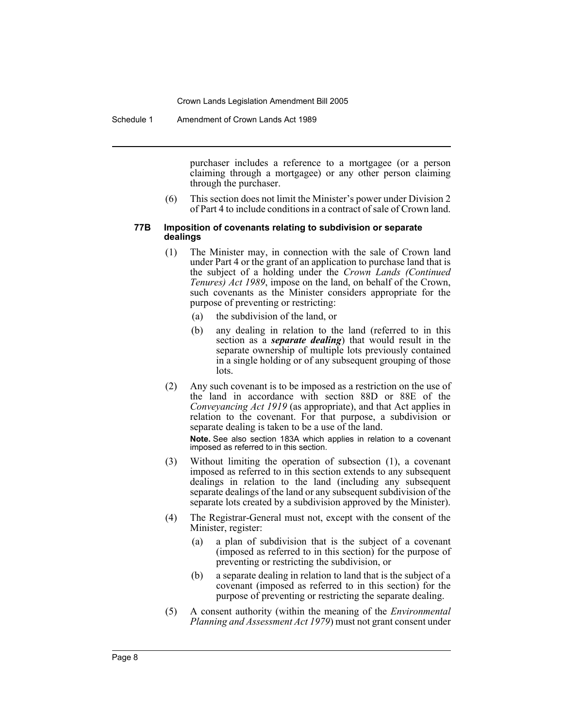purchaser includes a reference to a mortgagee (or a person claiming through a mortgagee) or any other person claiming through the purchaser.

(6) This section does not limit the Minister's power under Division 2 of Part 4 to include conditions in a contract of sale of Crown land.

#### 77B Imposition of covenants relating to subdivision or separate dealings

(1) The Minister may, in connection with the sale of Crown land under Part 4 or the grant of an application to purchase land that is the subject of a holding under the *Crown Lands (Continued Tenures) Act 1989*, impose on the land, on behalf of the Crown, such covenants as the Minister considers appropriate for the purpose of preventing or restricting:

(a) the subdivision of the land, or

(b) any dealing in relation to the land (referred to in this section as a ***separate dealing***) that would result in the separate ownership of multiple lots previously contained in a single holding or of any subsequent grouping of those lots.

(2) Any such covenant is to be imposed as a restriction on the use of the land in accordance with section 88D or 88E of the *Conveyancing Act 1919* (as appropriate), and that Act applies in relation to the covenant. For that purpose, a subdivision or separate dealing is taken to be a use of the land.

**Note.** See also section 183A which applies in relation to a covenant imposed as referred to in this section.

(3) Without limiting the operation of subsection (1), a covenant imposed as referred to in this section extends to any subsequent dealings in relation to the land (including any subsequent separate dealings of the land or any subsequent subdivision of the separate lots created by a subdivision approved by the Minister).

(4) The Registrar-General must not, except with the consent of the Minister, register:

(a) a plan of subdivision that is the subject of a covenant (imposed as referred to in this section) for the purpose of preventing or restricting the subdivision, or

(b) a separate dealing in relation to land that is the subject of a covenant (imposed as referred to in this section) for the purpose of preventing or restricting the separate dealing.

(5) A consent authority (within the meaning of the *Environmental Planning and Assessment Act 1979*) must not grant consent under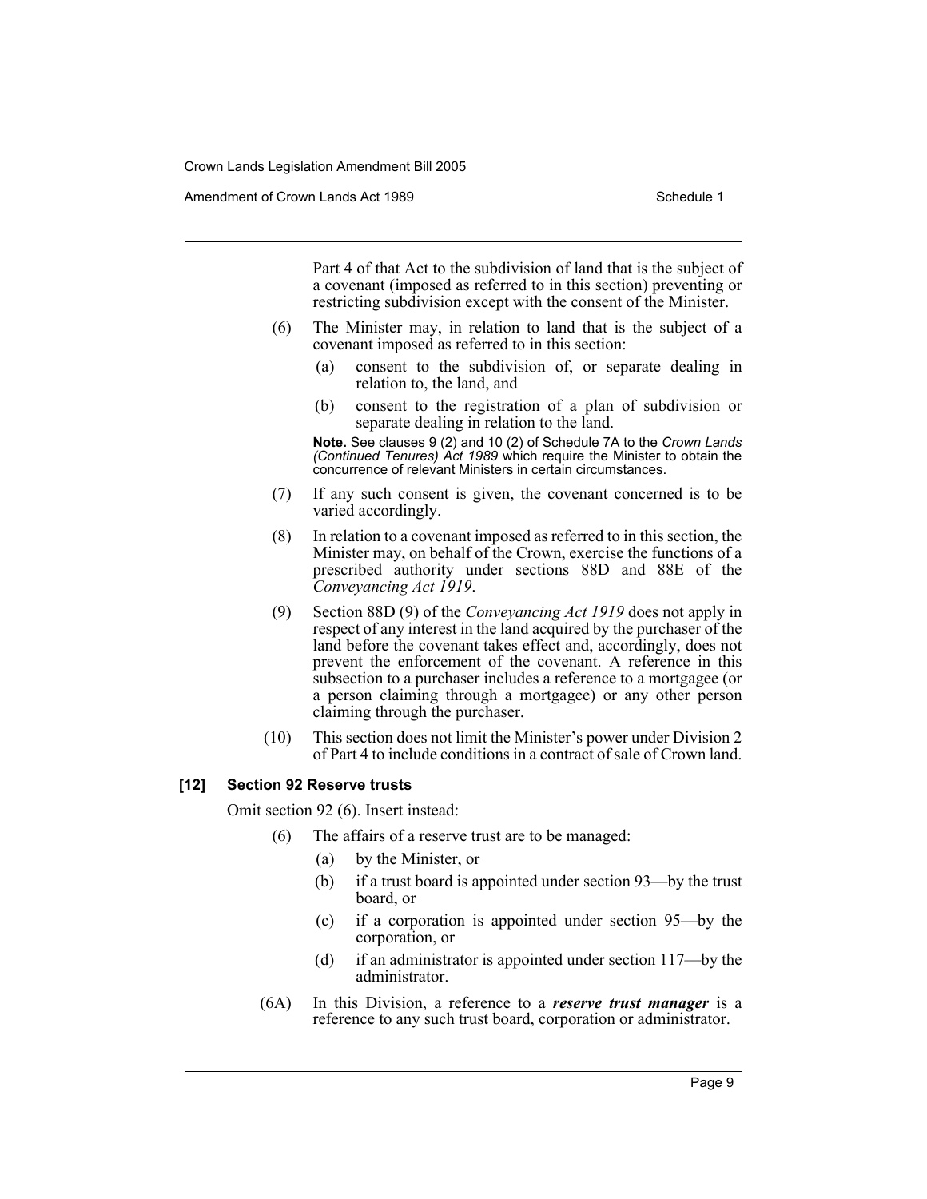Part 4 of that Act to the subdivision of land that is the subject of a covenant (imposed as referred to in this section) preventing or restricting subdivision except with the consent of the Minister.

(6) The Minister may, in relation to land that is the subject of a covenant imposed as referred to in this section:

(a) consent to the subdivision of, or separate dealing in relation to, the land, and

(b) consent to the registration of a plan of subdivision or separate dealing in relation to the land.

**Note.** See clauses 9 (2) and 10 (2) of Schedule 7A to the *Crown Lands (Continued Tenures) Act 1989* which require the Minister to obtain the concurrence of relevant Ministers in certain circumstances.

(7) If any such consent is given, the covenant concerned is to be varied accordingly.

(8) In relation to a covenant imposed as referred to in this section, the Minister may, on behalf of the Crown, exercise the functions of a prescribed authority under sections 88D and 88E of the *Conveyancing Act 1919*.

(9) Section 88D (9) of the *Conveyancing Act 1919* does not apply in respect of any interest in the land acquired by the purchaser of the land before the covenant takes effect and, accordingly, does not prevent the enforcement of the covenant. A reference in this subsection to a purchaser includes a reference to a mortgagee (or a person claiming through a mortgagee) or any other person claiming through the purchaser.

(10) This section does not limit the Minister's power under Division 2 of Part 4 to include conditions in a contract of sale of Crown land.

### [12] Section 92 Reserve trusts

Omit section 92 (6). Insert instead:

(6) The affairs of a reserve trust are to be managed:

(a) by the Minister, or

(b) if a trust board is appointed under section 93—by the trust board, or

(c) if a corporation is appointed under section 95—by the corporation, or

(d) if an administrator is appointed under section 117—by the administrator.

(6A) In this Division, a reference to a ***reserve trust manager*** is a reference to any such trust board, corporation or administrator.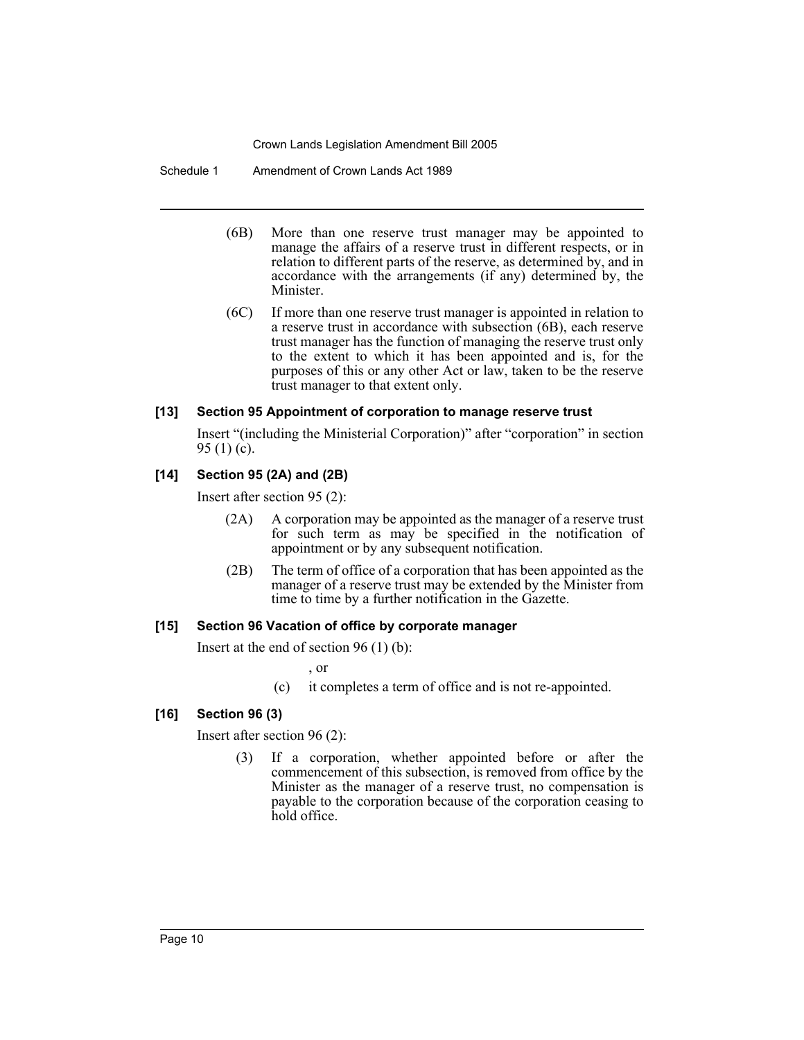(6B) More than one reserve trust manager may be appointed to manage the affairs of a reserve trust in different respects, or in relation to different parts of the reserve, as determined by, and in accordance with the arrangements (if any) determined by, the Minister.

(6C) If more than one reserve trust manager is appointed in relation to a reserve trust in accordance with subsection (6B), each reserve trust manager has the function of managing the reserve trust only to the extent to which it has been appointed and is, for the purposes of this or any other Act or law, taken to be the reserve trust manager to that extent only.

#### [13] Section 95 Appointment of corporation to manage reserve trust

Insert "(including the Ministerial Corporation)" after "corporation" in section 95 (1) (c).

#### [14] Section 95 (2A) and (2B)

Insert after section 95 (2):

(2A) A corporation may be appointed as the manager of a reserve trust for such term as may be specified in the notification of appointment or by any subsequent notification.

(2B) The term of office of a corporation that has been appointed as the manager of a reserve trust may be extended by the Minister from time to time by a further notification in the Gazette.

#### [15] Section 96 Vacation of office by corporate manager

Insert at the end of section 96 (1) (b):

, or

(c) it completes a term of office and is not re-appointed.

#### [16] Section 96 (3)

Insert after section 96 (2):

(3) If a corporation, whether appointed before or after the commencement of this subsection, is removed from office by the Minister as the manager of a reserve trust, no compensation is payable to the corporation because of the corporation ceasing to hold office.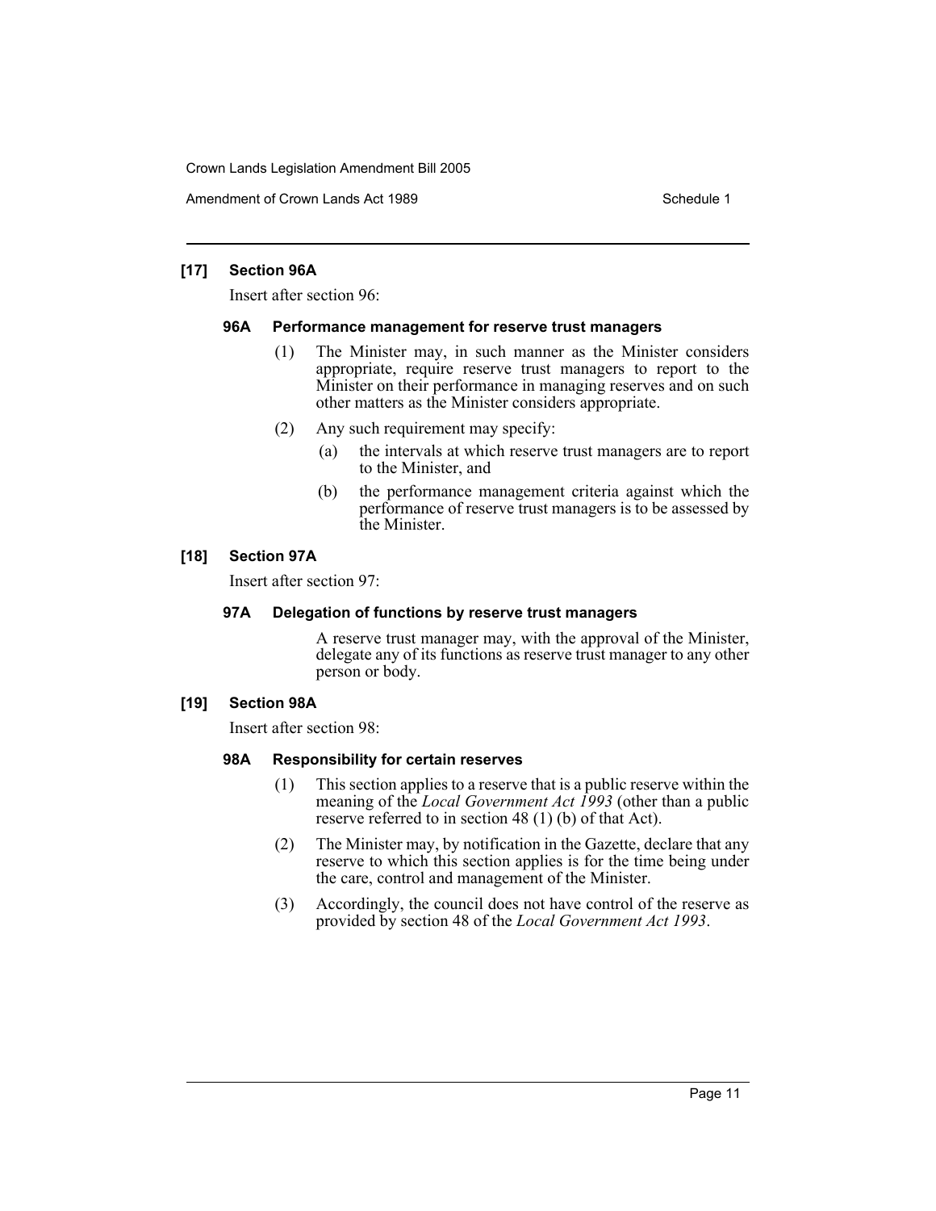### [17] Section 96A

Insert after section 96:

#### 96A Performance management for reserve trust managers

(1) The Minister may, in such manner as the Minister considers appropriate, require reserve trust managers to report to the Minister on their performance in managing reserves and on such other matters as the Minister considers appropriate.

(2) Any such requirement may specify:

(a) the intervals at which reserve trust managers are to report to the Minister, and

(b) the performance management criteria against which the performance of reserve trust managers is to be assessed by the Minister.

### [18] Section 97A

Insert after section 97:

#### 97A Delegation of functions by reserve trust managers

A reserve trust manager may, with the approval of the Minister, delegate any of its functions as reserve trust manager to any other person or body.

### [19] Section 98A

Insert after section 98:

#### 98A Responsibility for certain reserves

(1) This section applies to a reserve that is a public reserve within the meaning of the *Local Government Act 1993* (other than a public reserve referred to in section 48 (1) (b) of that Act).

(2) The Minister may, by notification in the Gazette, declare that any reserve to which this section applies is for the time being under the care, control and management of the Minister.

(3) Accordingly, the council does not have control of the reserve as provided by section 48 of the *Local Government Act 1993*.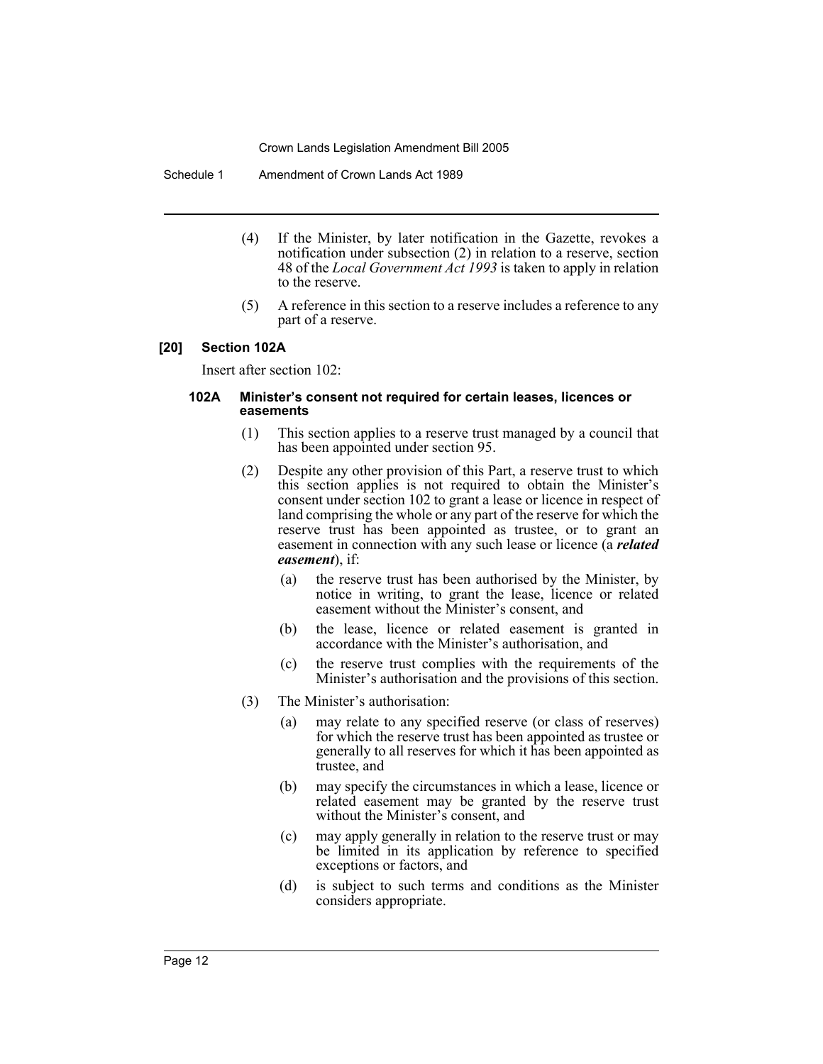(4) If the Minister, by later notification in the Gazette, revokes a notification under subsection (2) in relation to a reserve, section 48 of the *Local Government Act 1993* is taken to apply in relation to the reserve.

(5) A reference in this section to a reserve includes a reference to any part of a reserve.

### [20] Section 102A

Insert after section 102:

#### 102A Minister's consent not required for certain leases, licences or easements

(1) This section applies to a reserve trust managed by a council that has been appointed under section 95.

(2) Despite any other provision of this Part, a reserve trust to which this section applies is not required to obtain the Minister's consent under section 102 to grant a lease or licence in respect of land comprising the whole or any part of the reserve for which the reserve trust has been appointed as trustee, or to grant an easement in connection with any such lease or licence (a ***related easement***), if:

(a) the reserve trust has been authorised by the Minister, by notice in writing, to grant the lease, licence or related easement without the Minister's consent, and

(b) the lease, licence or related easement is granted in accordance with the Minister's authorisation, and

(c) the reserve trust complies with the requirements of the Minister's authorisation and the provisions of this section.

(3) The Minister's authorisation:

(a) may relate to any specified reserve (or class of reserves) for which the reserve trust has been appointed as trustee or generally to all reserves for which it has been appointed as trustee, and

(b) may specify the circumstances in which a lease, licence or related easement may be granted by the reserve trust without the Minister's consent, and

(c) may apply generally in relation to the reserve trust or may be limited in its application by reference to specified exceptions or factors, and

(d) is subject to such terms and conditions as the Minister considers appropriate.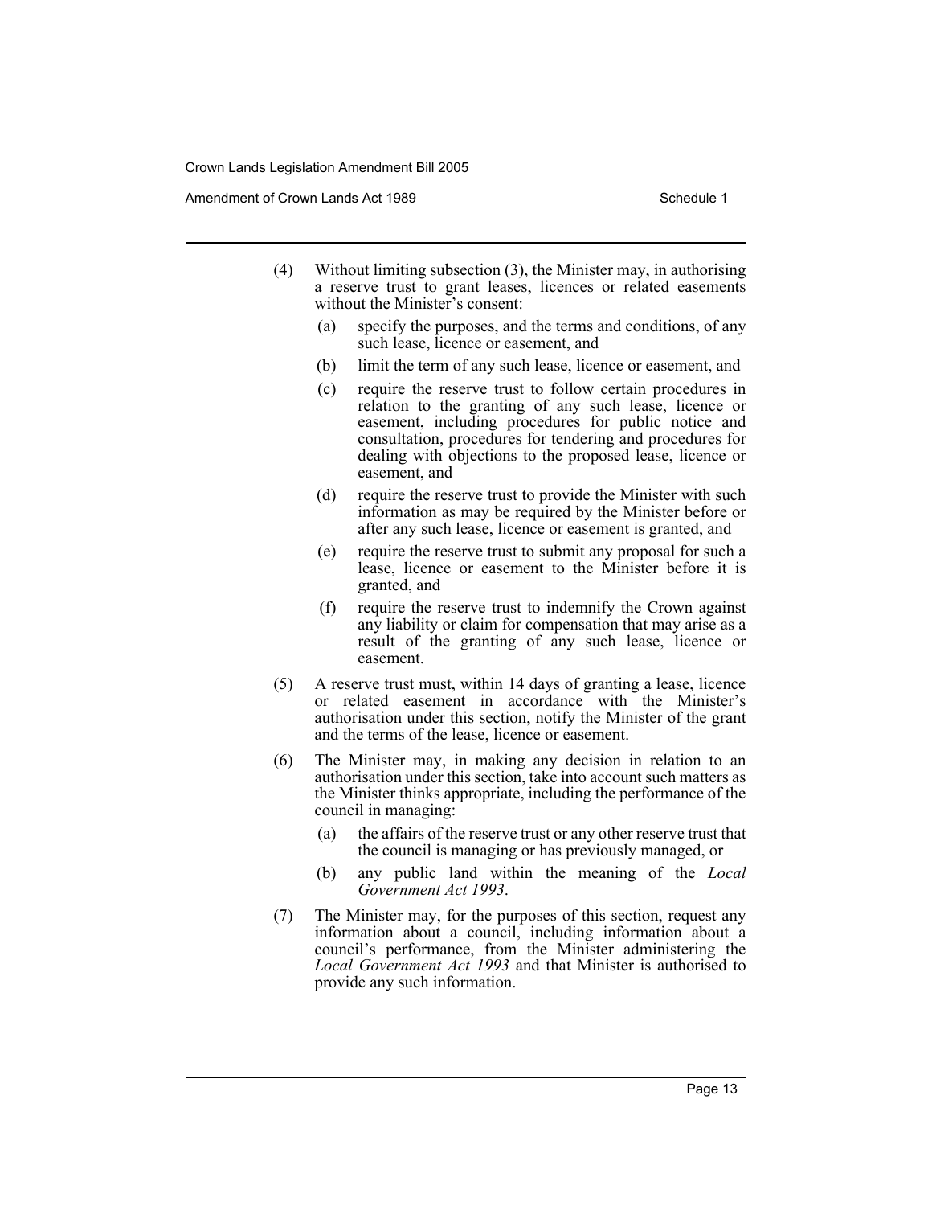(4) Without limiting subsection (3), the Minister may, in authorising a reserve trust to grant leases, licences or related easements without the Minister's consent:

- (a) specify the purposes, and the terms and conditions, of any such lease, licence or easement, and
- (b) limit the term of any such lease, licence or easement, and
- (c) require the reserve trust to follow certain procedures in relation to the granting of any such lease, licence or easement, including procedures for public notice and consultation, procedures for tendering and procedures for dealing with objections to the proposed lease, licence or easement, and
- (d) require the reserve trust to provide the Minister with such information as may be required by the Minister before or after any such lease, licence or easement is granted, and
- (e) require the reserve trust to submit any proposal for such a lease, licence or easement to the Minister before it is granted, and
- (f) require the reserve trust to indemnify the Crown against any liability or claim for compensation that may arise as a result of the granting of any such lease, licence or easement.

(5) A reserve trust must, within 14 days of granting a lease, licence or related easement in accordance with the Minister's authorisation under this section, notify the Minister of the grant and the terms of the lease, licence or easement.

(6) The Minister may, in making any decision in relation to an authorisation under this section, take into account such matters as the Minister thinks appropriate, including the performance of the council in managing:

- (a) the affairs of the reserve trust or any other reserve trust that the council is managing or has previously managed, or
- (b) any public land within the meaning of the *Local Government Act 1993*.

(7) The Minister may, for the purposes of this section, request any information about a council, including information about a council's performance, from the Minister administering the *Local Government Act 1993* and that Minister is authorised to provide any such information.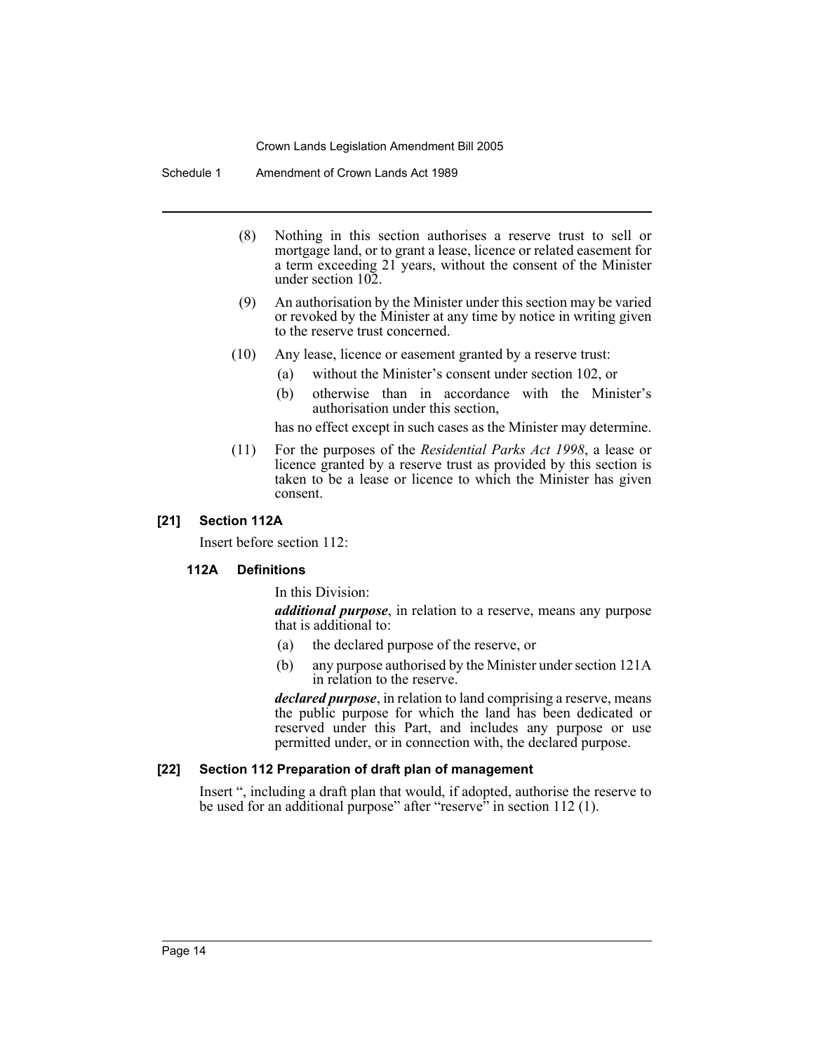(8) Nothing in this section authorises a reserve trust to sell or mortgage land, or to grant a lease, licence or related easement for a term exceeding 21 years, without the consent of the Minister under section 102.

(9) An authorisation by the Minister under this section may be varied or revoked by the Minister at any time by notice in writing given to the reserve trust concerned.

(10) Any lease, licence or easement granted by a reserve trust:

- (a) without the Minister's consent under section 102, or
- (b) otherwise than in accordance with the Minister's authorisation under this section,

has no effect except in such cases as the Minister may determine.

(11) For the purposes of the *Residential Parks Act 1998*, a lease or licence granted by a reserve trust as provided by this section is taken to be a lease or licence to which the Minister has given consent.

### [21] Section 112A

Insert before section 112:

#### 112A Definitions

In this Division:

***additional purpose***, in relation to a reserve, means any purpose that is additional to:

- (a) the declared purpose of the reserve, or
- (b) any purpose authorised by the Minister under section 121A in relation to the reserve.

***declared purpose***, in relation to land comprising a reserve, means the public purpose for which the land has been dedicated or reserved under this Part, and includes any purpose or use permitted under, or in connection with, the declared purpose.

### [22] Section 112 Preparation of draft plan of management

Insert ", including a draft plan that would, if adopted, authorise the reserve to be used for an additional purpose" after "reserve" in section 112 (1).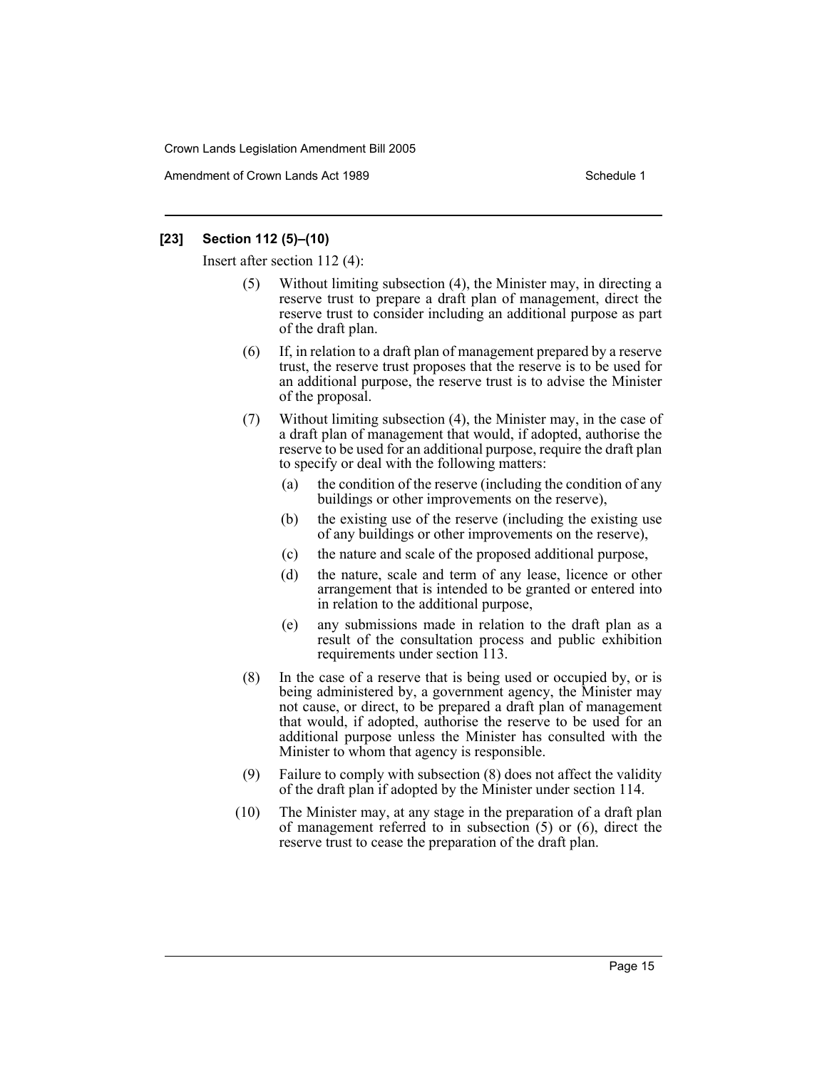### [23] Section 112 (5)–(10)

Insert after section 112 (4):

(5) Without limiting subsection (4), the Minister may, in directing a reserve trust to prepare a draft plan of management, direct the reserve trust to consider including an additional purpose as part of the draft plan.

(6) If, in relation to a draft plan of management prepared by a reserve trust, the reserve trust proposes that the reserve is to be used for an additional purpose, the reserve trust is to advise the Minister of the proposal.

(7) Without limiting subsection (4), the Minister may, in the case of a draft plan of management that would, if adopted, authorise the reserve to be used for an additional purpose, require the draft plan to specify or deal with the following matters:

(a) the condition of the reserve (including the condition of any buildings or other improvements on the reserve),

(b) the existing use of the reserve (including the existing use of any buildings or other improvements on the reserve),

(c) the nature and scale of the proposed additional purpose,

(d) the nature, scale and term of any lease, licence or other arrangement that is intended to be granted or entered into in relation to the additional purpose,

(e) any submissions made in relation to the draft plan as a result of the consultation process and public exhibition requirements under section 113.

(8) In the case of a reserve that is being used or occupied by, or is being administered by, a government agency, the Minister may not cause, or direct, to be prepared a draft plan of management that would, if adopted, authorise the reserve to be used for an additional purpose unless the Minister has consulted with the Minister to whom that agency is responsible.

(9) Failure to comply with subsection (8) does not affect the validity of the draft plan if adopted by the Minister under section 114.

(10) The Minister may, at any stage in the preparation of a draft plan of management referred to in subsection (5) or (6), direct the reserve trust to cease the preparation of the draft plan.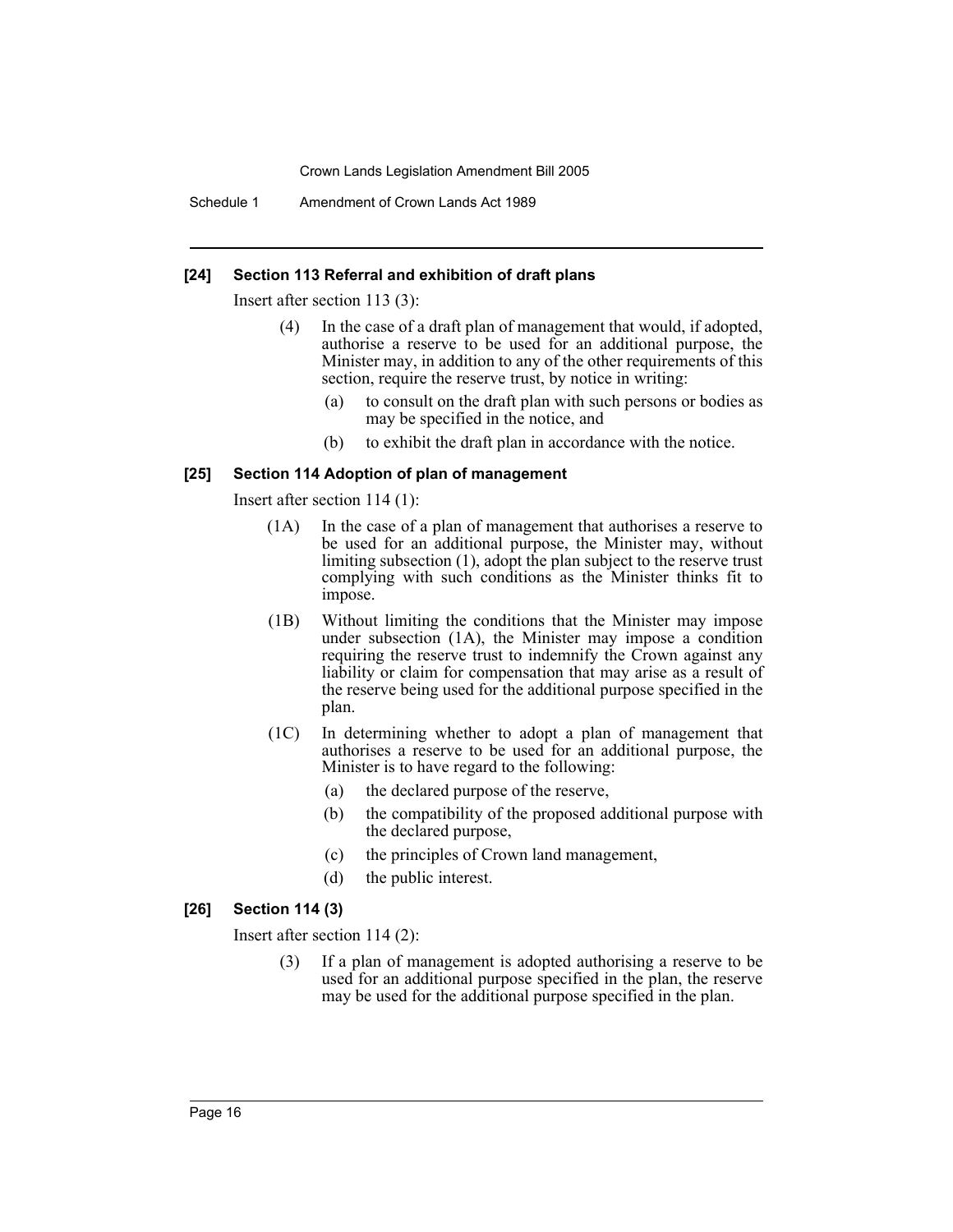### [24] Section 113 Referral and exhibition of draft plans

Insert after section 113 (3):

> (4) In the case of a draft plan of management that would, if adopted, authorise a reserve to be used for an additional purpose, the Minister may, in addition to any of the other requirements of this section, require the reserve trust, by notice in writing:
>
> (a) to consult on the draft plan with such persons or bodies as may be specified in the notice, and
>
> (b) to exhibit the draft plan in accordance with the notice.

### [25] Section 114 Adoption of plan of management

Insert after section 114 (1):

> (1A) In the case of a plan of management that authorises a reserve to be used for an additional purpose, the Minister may, without limiting subsection (1), adopt the plan subject to the reserve trust complying with such conditions as the Minister thinks fit to impose.
>
> (1B) Without limiting the conditions that the Minister may impose under subsection (1A), the Minister may impose a condition requiring the reserve trust to indemnify the Crown against any liability or claim for compensation that may arise as a result of the reserve being used for the additional purpose specified in the plan.
>
> (1C) In determining whether to adopt a plan of management that authorises a reserve to be used for an additional purpose, the Minister is to have regard to the following:
>
> (a) the declared purpose of the reserve,
>
> (b) the compatibility of the proposed additional purpose with the declared purpose,
>
> (c) the principles of Crown land management,
>
> (d) the public interest.

### [26] Section 114 (3)

Insert after section 114 (2):

> (3) If a plan of management is adopted authorising a reserve to be used for an additional purpose specified in the plan, the reserve may be used for the additional purpose specified in the plan.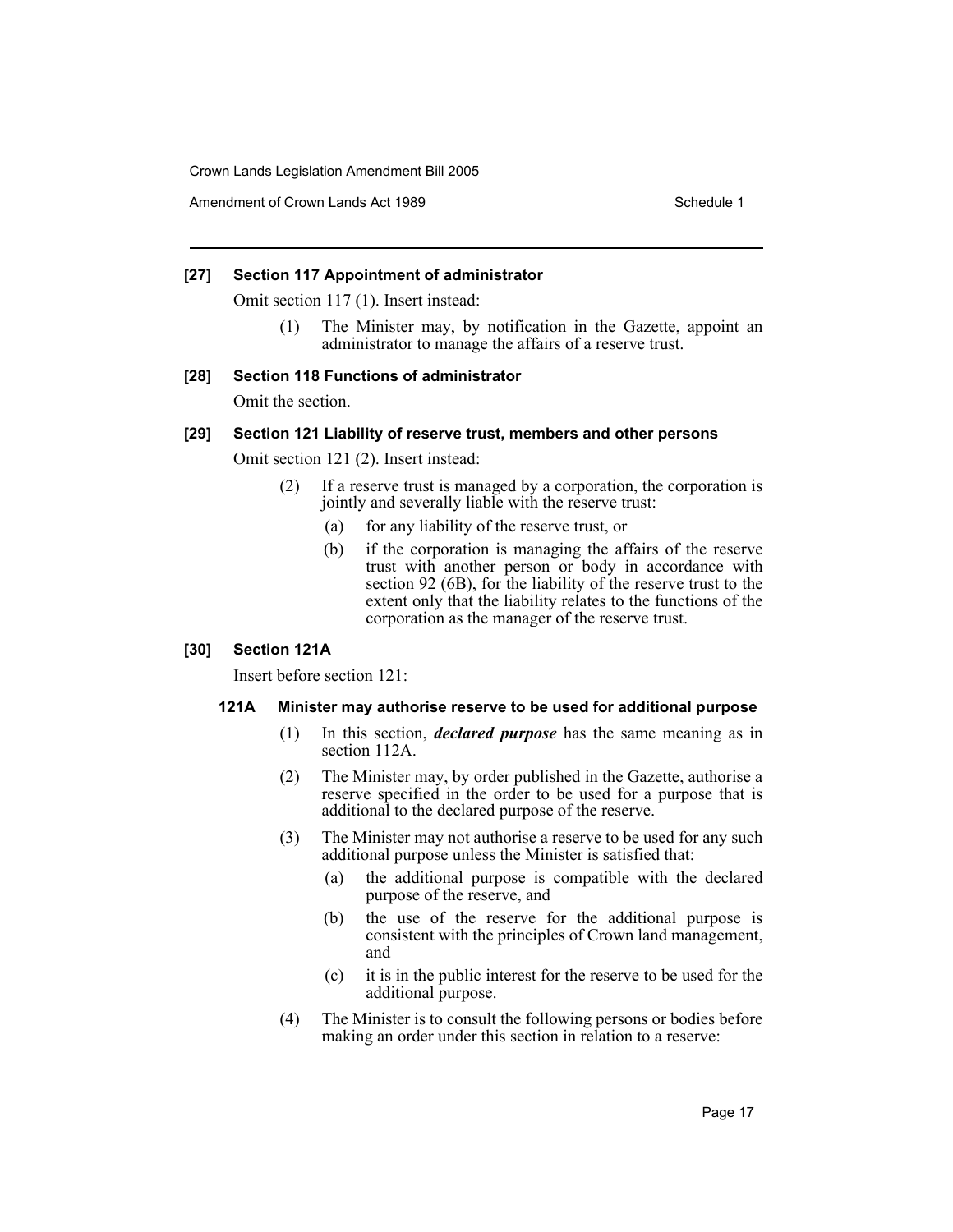**[27] Section 117 Appointment of administrator**

Omit section 117 (1). Insert instead:

(1) The Minister may, by notification in the Gazette, appoint an administrator to manage the affairs of a reserve trust.

**[28] Section 118 Functions of administrator**

Omit the section.

**[29] Section 121 Liability of reserve trust, members and other persons**

Omit section 121 (2). Insert instead:

(2) If a reserve trust is managed by a corporation, the corporation is jointly and severally liable with the reserve trust:

(a) for any liability of the reserve trust, or

(b) if the corporation is managing the affairs of the reserve trust with another person or body in accordance with section 92 (6B), for the liability of the reserve trust to the extent only that the liability relates to the functions of the corporation as the manager of the reserve trust.

**[30] Section 121A**

Insert before section 121:

**121A Minister may authorise reserve to be used for additional purpose**

(1) In this section, ***declared purpose*** has the same meaning as in section 112A.

(2) The Minister may, by order published in the Gazette, authorise a reserve specified in the order to be used for a purpose that is additional to the declared purpose of the reserve.

(3) The Minister may not authorise a reserve to be used for any such additional purpose unless the Minister is satisfied that:

(a) the additional purpose is compatible with the declared purpose of the reserve, and

(b) the use of the reserve for the additional purpose is consistent with the principles of Crown land management, and

(c) it is in the public interest for the reserve to be used for the additional purpose.

(4) The Minister is to consult the following persons or bodies before making an order under this section in relation to a reserve: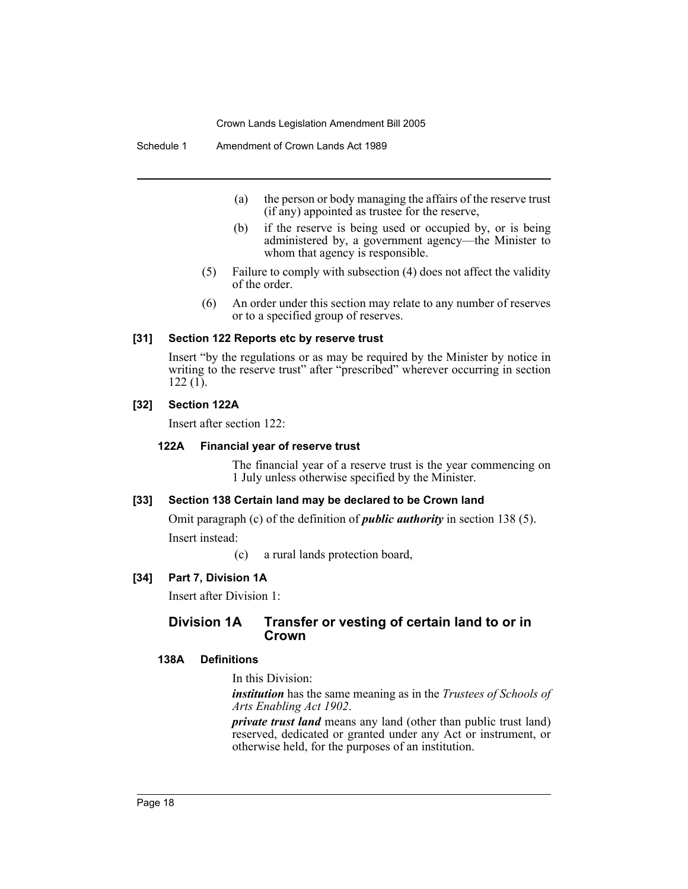(a) the person or body managing the affairs of the reserve trust (if any) appointed as trustee for the reserve,

(b) if the reserve is being used or occupied by, or is being administered by, a government agency—the Minister to whom that agency is responsible.

(5) Failure to comply with subsection (4) does not affect the validity of the order.

(6) An order under this section may relate to any number of reserves or to a specified group of reserves.

#### [31] Section 122 Reports etc by reserve trust

Insert "by the regulations or as may be required by the Minister by notice in writing to the reserve trust" after "prescribed" wherever occurring in section 122 (1).

#### [32] Section 122A

Insert after section 122:

##### 122A Financial year of reserve trust

The financial year of a reserve trust is the year commencing on 1 July unless otherwise specified by the Minister.

#### [33] Section 138 Certain land may be declared to be Crown land

Omit paragraph (c) of the definition of ***public authority*** in section 138 (5).

Insert instead:

(c) a rural lands protection board,

#### [34] Part 7, Division 1A

Insert after Division 1:

### Division 1A Transfer or vesting of certain land to or in Crown

##### 138A Definitions

In this Division:

***institution*** has the same meaning as in the *Trustees of Schools of Arts Enabling Act 1902*.

***private trust land*** means any land (other than public trust land) reserved, dedicated or granted under any Act or instrument, or otherwise held, for the purposes of an institution.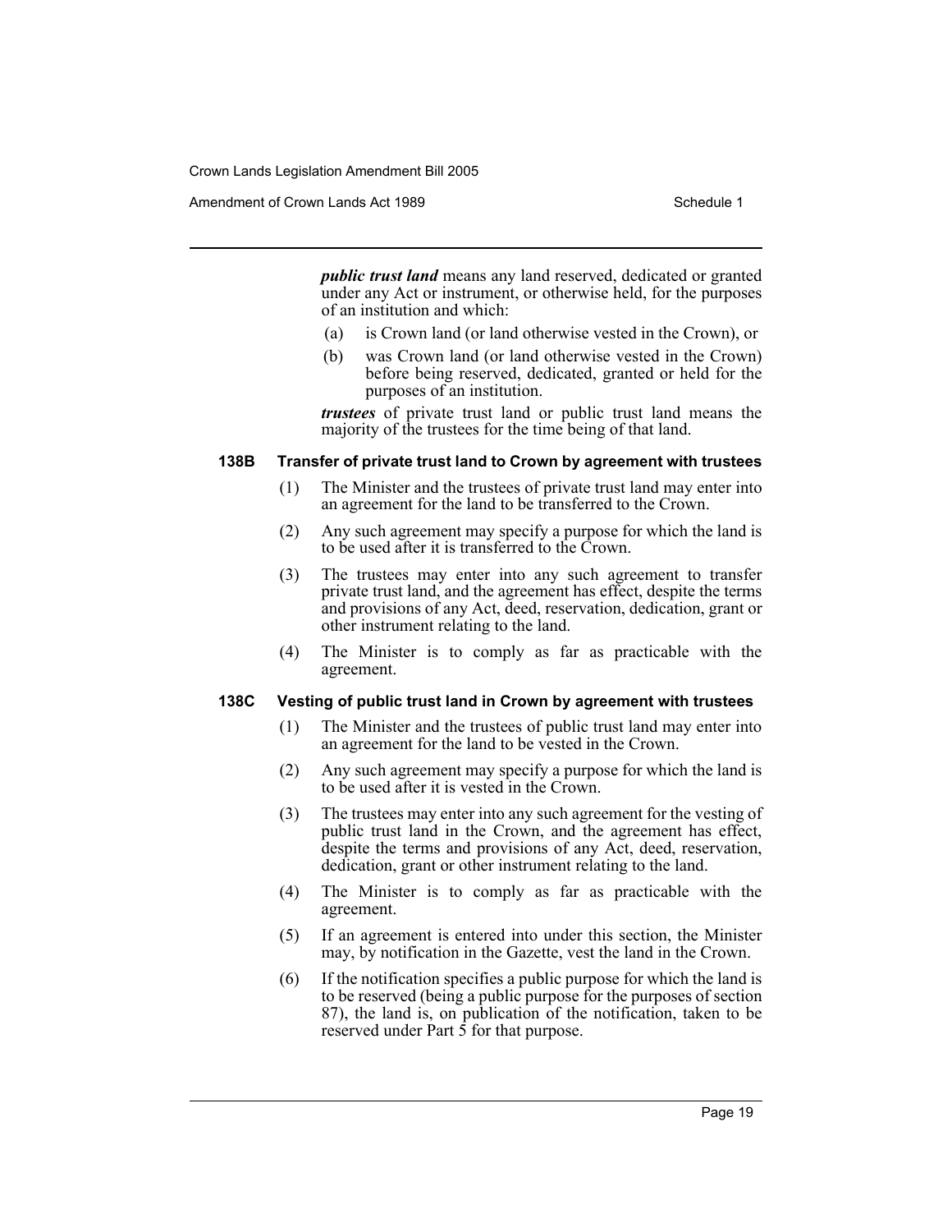***public trust land*** means any land reserved, dedicated or granted under any Act or instrument, or otherwise held, for the purposes of an institution and which:

(a) is Crown land (or land otherwise vested in the Crown), or

(b) was Crown land (or land otherwise vested in the Crown) before being reserved, dedicated, granted or held for the purposes of an institution.

***trustees*** of private trust land or public trust land means the majority of the trustees for the time being of that land.

#### 138B Transfer of private trust land to Crown by agreement with trustees

(1) The Minister and the trustees of private trust land may enter into an agreement for the land to be transferred to the Crown.

(2) Any such agreement may specify a purpose for which the land is to be used after it is transferred to the Crown.

(3) The trustees may enter into any such agreement to transfer private trust land, and the agreement has effect, despite the terms and provisions of any Act, deed, reservation, dedication, grant or other instrument relating to the land.

(4) The Minister is to comply as far as practicable with the agreement.

#### 138C Vesting of public trust land in Crown by agreement with trustees

(1) The Minister and the trustees of public trust land may enter into an agreement for the land to be vested in the Crown.

(2) Any such agreement may specify a purpose for which the land is to be used after it is vested in the Crown.

(3) The trustees may enter into any such agreement for the vesting of public trust land in the Crown, and the agreement has effect, despite the terms and provisions of any Act, deed, reservation, dedication, grant or other instrument relating to the land.

(4) The Minister is to comply as far as practicable with the agreement.

(5) If an agreement is entered into under this section, the Minister may, by notification in the Gazette, vest the land in the Crown.

(6) If the notification specifies a public purpose for which the land is to be reserved (being a public purpose for the purposes of section 87), the land is, on publication of the notification, taken to be reserved under Part 5 for that purpose.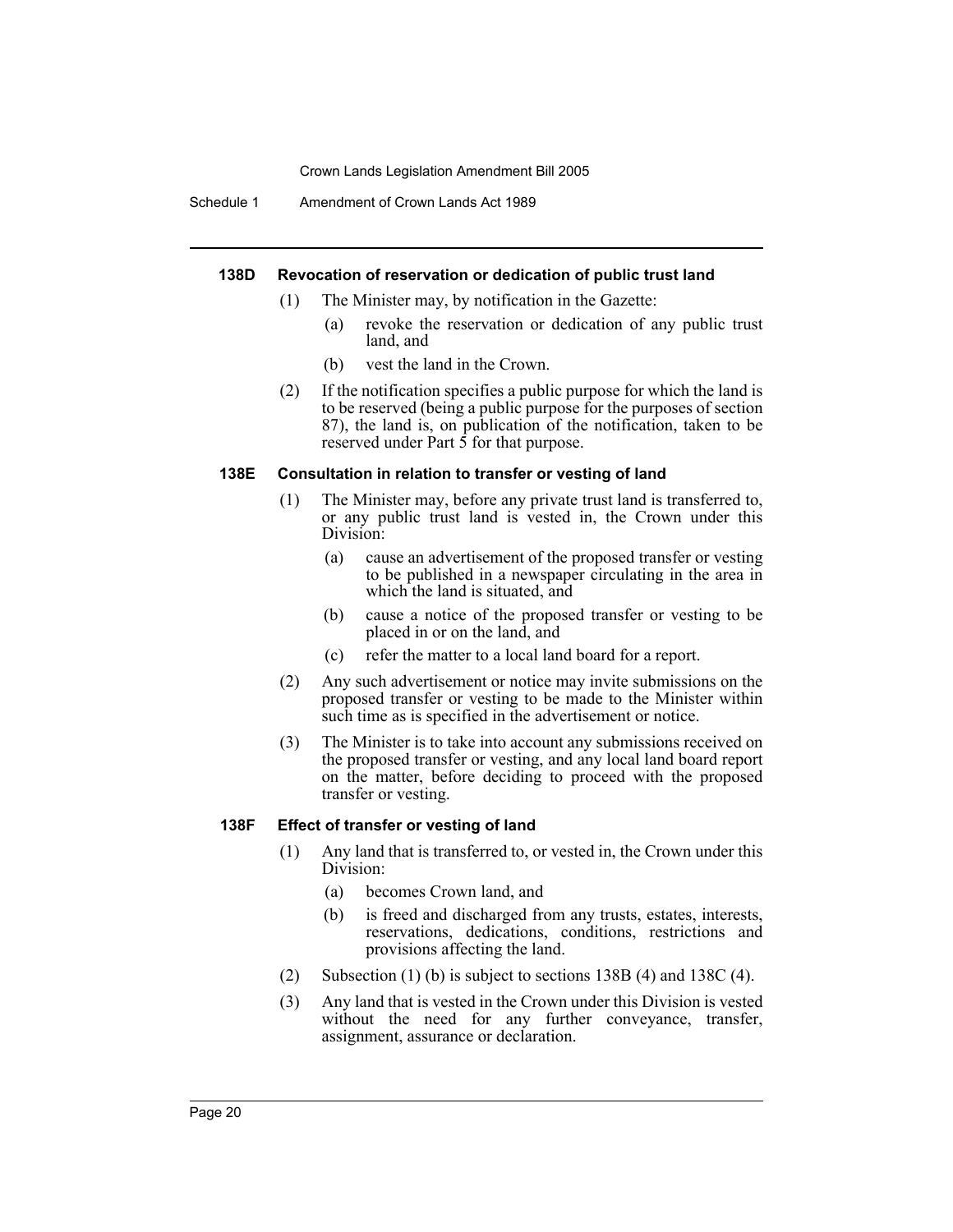#### 138D Revocation of reservation or dedication of public trust land

(1) The Minister may, by notification in the Gazette:

- (a) revoke the reservation or dedication of any public trust land, and
- (b) vest the land in the Crown.

(2) If the notification specifies a public purpose for which the land is to be reserved (being a public purpose for the purposes of section 87), the land is, on publication of the notification, taken to be reserved under Part 5 for that purpose.

#### 138E Consultation in relation to transfer or vesting of land

(1) The Minister may, before any private trust land is transferred to, or any public trust land is vested in, the Crown under this Division:

- (a) cause an advertisement of the proposed transfer or vesting to be published in a newspaper circulating in the area in which the land is situated, and
- (b) cause a notice of the proposed transfer or vesting to be placed in or on the land, and
- (c) refer the matter to a local land board for a report.

(2) Any such advertisement or notice may invite submissions on the proposed transfer or vesting to be made to the Minister within such time as is specified in the advertisement or notice.

(3) The Minister is to take into account any submissions received on the proposed transfer or vesting, and any local land board report on the matter, before deciding to proceed with the proposed transfer or vesting.

#### 138F Effect of transfer or vesting of land

(1) Any land that is transferred to, or vested in, the Crown under this Division:

- (a) becomes Crown land, and
- (b) is freed and discharged from any trusts, estates, interests, reservations, dedications, conditions, restrictions and provisions affecting the land.

(2) Subsection (1) (b) is subject to sections 138B (4) and 138C (4).

(3) Any land that is vested in the Crown under this Division is vested without the need for any further conveyance, transfer, assignment, assurance or declaration.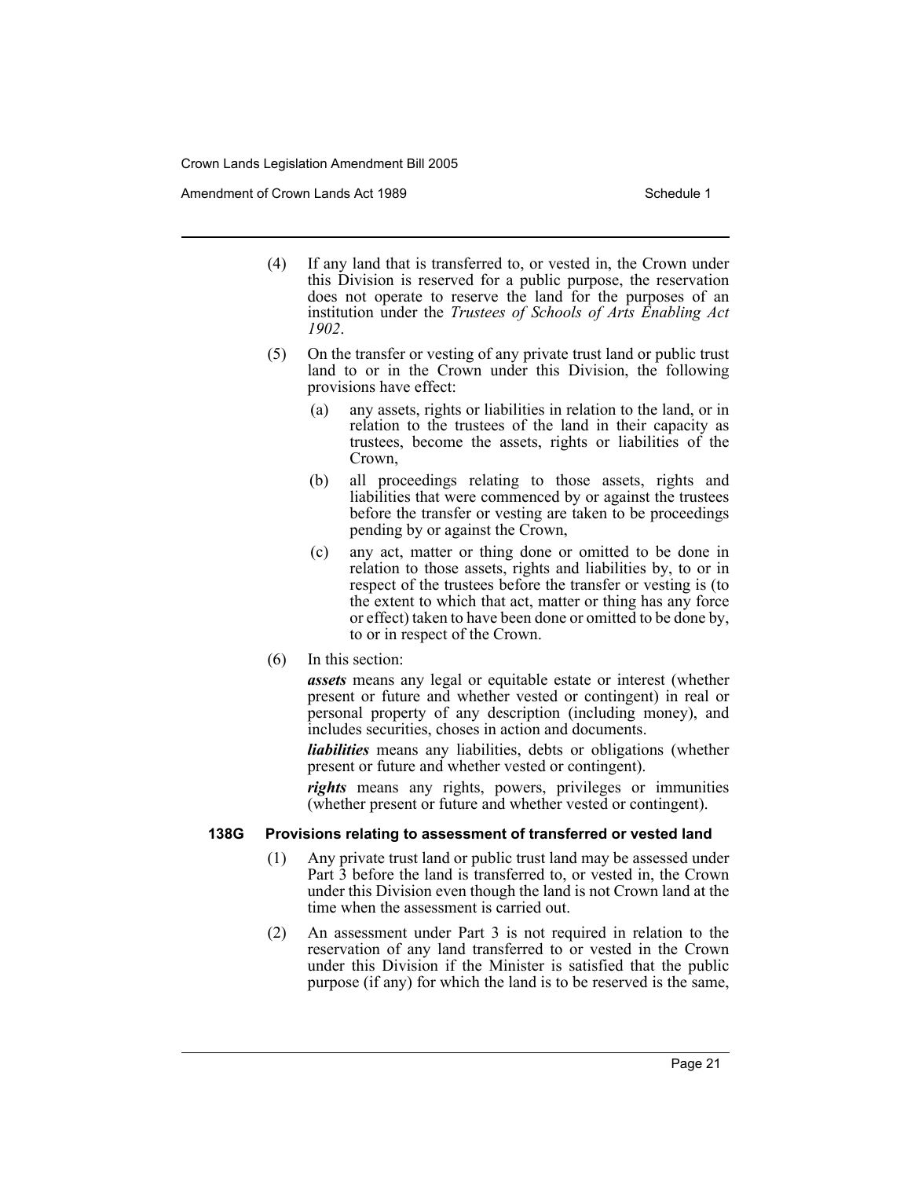(4) If any land that is transferred to, or vested in, the Crown under this Division is reserved for a public purpose, the reservation does not operate to reserve the land for the purposes of an institution under the *Trustees of Schools of Arts Enabling Act 1902*.

(5) On the transfer or vesting of any private trust land or public trust land to or in the Crown under this Division, the following provisions have effect:

(a) any assets, rights or liabilities in relation to the land, or in relation to the trustees of the land in their capacity as trustees, become the assets, rights or liabilities of the Crown,

(b) all proceedings relating to those assets, rights and liabilities that were commenced by or against the trustees before the transfer or vesting are taken to be proceedings pending by or against the Crown,

(c) any act, matter or thing done or omitted to be done in relation to those assets, rights and liabilities by, to or in respect of the trustees before the transfer or vesting is (to the extent to which that act, matter or thing has any force or effect) taken to have been done or omitted to be done by, to or in respect of the Crown.

(6) In this section:

***assets*** means any legal or equitable estate or interest (whether present or future and whether vested or contingent) in real or personal property of any description (including money), and includes securities, choses in action and documents.

***liabilities*** means any liabilities, debts or obligations (whether present or future and whether vested or contingent).

***rights*** means any rights, powers, privileges or immunities (whether present or future and whether vested or contingent).

#### 138G Provisions relating to assessment of transferred or vested land

(1) Any private trust land or public trust land may be assessed under Part 3 before the land is transferred to, or vested in, the Crown under this Division even though the land is not Crown land at the time when the assessment is carried out.

(2) An assessment under Part 3 is not required in relation to the reservation of any land transferred to or vested in the Crown under this Division if the Minister is satisfied that the public purpose (if any) for which the land is to be reserved is the same,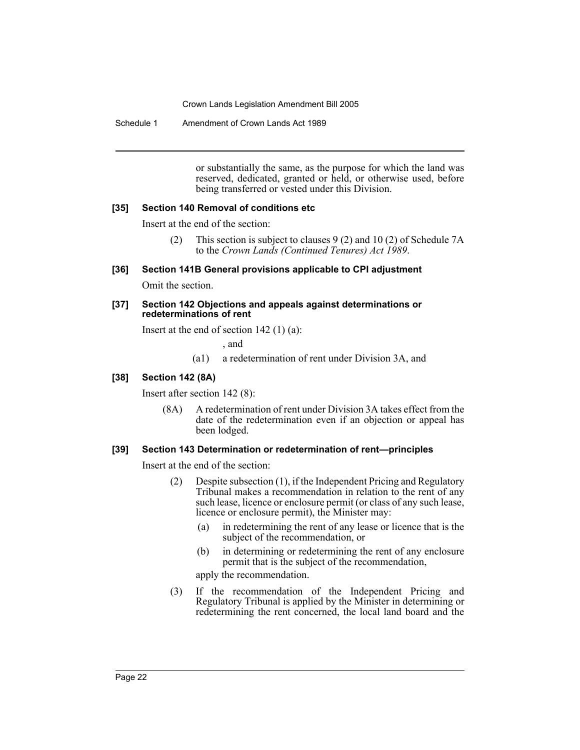or substantially the same, as the purpose for which the land was reserved, dedicated, granted or held, or otherwise used, before being transferred or vested under this Division.

### [35] Section 140 Removal of conditions etc

Insert at the end of the section:

(2) This section is subject to clauses 9 (2) and 10 (2) of Schedule 7A to the *Crown Lands (Continued Tenures) Act 1989*.

### [36] Section 141B General provisions applicable to CPI adjustment

Omit the section.

### [37] Section 142 Objections and appeals against determinations or redeterminations of rent

Insert at the end of section 142 (1) (a):

, and

(a1) a redetermination of rent under Division 3A, and

### [38] Section 142 (8A)

Insert after section 142 (8):

(8A) A redetermination of rent under Division 3A takes effect from the date of the redetermination even if an objection or appeal has been lodged.

### [39] Section 143 Determination or redetermination of rent—principles

Insert at the end of the section:

(2) Despite subsection (1), if the Independent Pricing and Regulatory Tribunal makes a recommendation in relation to the rent of any such lease, licence or enclosure permit (or class of any such lease, licence or enclosure permit), the Minister may:

(a) in redetermining the rent of any lease or licence that is the subject of the recommendation, or

(b) in determining or redetermining the rent of any enclosure permit that is the subject of the recommendation,

apply the recommendation.

(3) If the recommendation of the Independent Pricing and Regulatory Tribunal is applied by the Minister in determining or redetermining the rent concerned, the local land board and the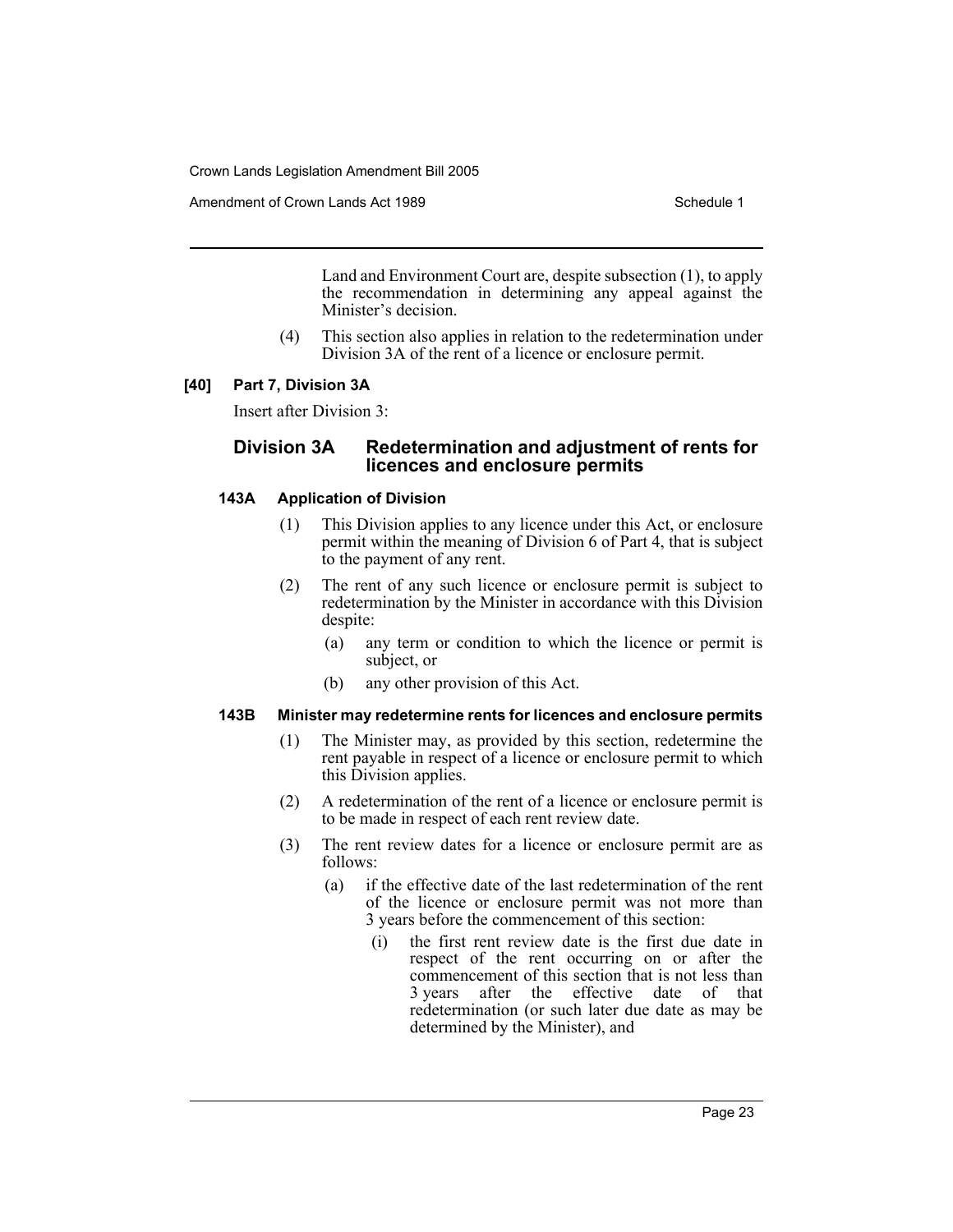Land and Environment Court are, despite subsection (1), to apply the recommendation in determining any appeal against the Minister's decision.

(4) This section also applies in relation to the redetermination under Division 3A of the rent of a licence or enclosure permit.

**[40] Part 7, Division 3A**

Insert after Division 3:

## Division 3A Redetermination and adjustment of rents for licences and enclosure permits

### 143A Application of Division

(1) This Division applies to any licence under this Act, or enclosure permit within the meaning of Division 6 of Part 4, that is subject to the payment of any rent.

(2) The rent of any such licence or enclosure permit is subject to redetermination by the Minister in accordance with this Division despite:

- (a) any term or condition to which the licence or permit is subject, or
- (b) any other provision of this Act.

### 143B Minister may redetermine rents for licences and enclosure permits

(1) The Minister may, as provided by this section, redetermine the rent payable in respect of a licence or enclosure permit to which this Division applies.

(2) A redetermination of the rent of a licence or enclosure permit is to be made in respect of each rent review date.

(3) The rent review dates for a licence or enclosure permit are as follows:

- (a) if the effective date of the last redetermination of the rent of the licence or enclosure permit was not more than 3 years before the commencement of this section:
  - (i) the first rent review date is the first due date in respect of the rent occurring on or after the commencement of this section that is not less than 3 years after the effective date of that redetermination (or such later due date as may be determined by the Minister), and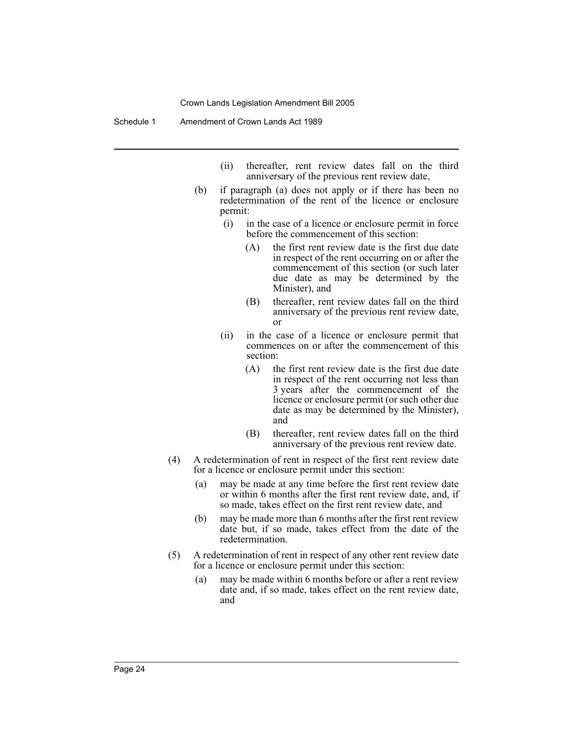(ii) thereafter, rent review dates fall on the third anniversary of the previous rent review date,

(b) if paragraph (a) does not apply or if there has been no redetermination of the rent of the licence or enclosure permit:

(i) in the case of a licence or enclosure permit in force before the commencement of this section:

(A) the first rent review date is the first due date in respect of the rent occurring on or after the commencement of this section (or such later due date as may be determined by the Minister), and

(B) thereafter, rent review dates fall on the third anniversary of the previous rent review date, or

(ii) in the case of a licence or enclosure permit that commences on or after the commencement of this section:

(A) the first rent review date is the first due date in respect of the rent occurring not less than 3 years after the commencement of the licence or enclosure permit (or such other due date as may be determined by the Minister), and

(B) thereafter, rent review dates fall on the third anniversary of the previous rent review date.

(4) A redetermination of rent in respect of the first rent review date for a licence or enclosure permit under this section:

(a) may be made at any time before the first rent review date or within 6 months after the first rent review date, and, if so made, takes effect on the first rent review date, and

(b) may be made more than 6 months after the first rent review date but, if so made, takes effect from the date of the redetermination.

(5) A redetermination of rent in respect of any other rent review date for a licence or enclosure permit under this section:

(a) may be made within 6 months before or after a rent review date and, if so made, takes effect on the rent review date, and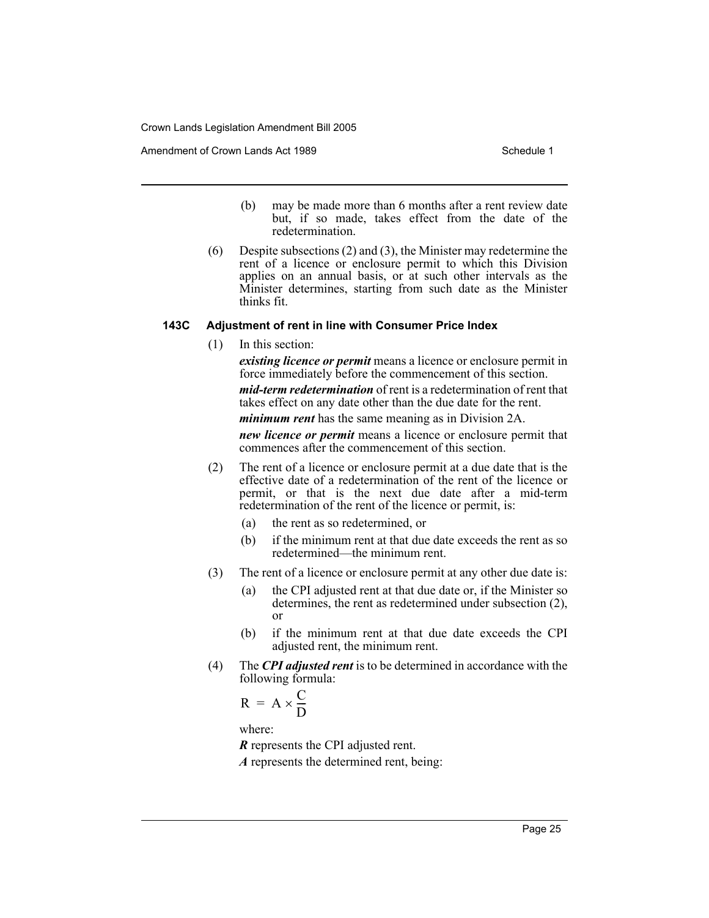(b) may be made more than 6 months after a rent review date but, if so made, takes effect from the date of the redetermination.

(6) Despite subsections (2) and (3), the Minister may redetermine the rent of a licence or enclosure permit to which this Division applies on an annual basis, or at such other intervals as the Minister determines, starting from such date as the Minister thinks fit.

#### 143C Adjustment of rent in line with Consumer Price Index

(1) In this section:

***existing licence or permit*** means a licence or enclosure permit in force immediately before the commencement of this section.

***mid-term redetermination*** of rent is a redetermination of rent that takes effect on any date other than the due date for the rent.

***minimum rent*** has the same meaning as in Division 2A.

***new licence or permit*** means a licence or enclosure permit that commences after the commencement of this section.

(2) The rent of a licence or enclosure permit at a due date that is the effective date of a redetermination of the rent of the licence or permit, or that is the next due date after a mid-term redetermination of the rent of the licence or permit, is:

(a) the rent as so redetermined, or

(b) if the minimum rent at that due date exceeds the rent as so redetermined—the minimum rent.

(3) The rent of a licence or enclosure permit at any other due date is:

(a) the CPI adjusted rent at that due date or, if the Minister so determines, the rent as redetermined under subsection (2), or

(b) if the minimum rent at that due date exceeds the CPI adjusted rent, the minimum rent.

(4) The ***CPI adjusted rent*** is to be determined in accordance with the following formula:

$$R = A \times \frac{C}{D}$$

where:

***R*** represents the CPI adjusted rent.

***A*** represents the determined rent, being: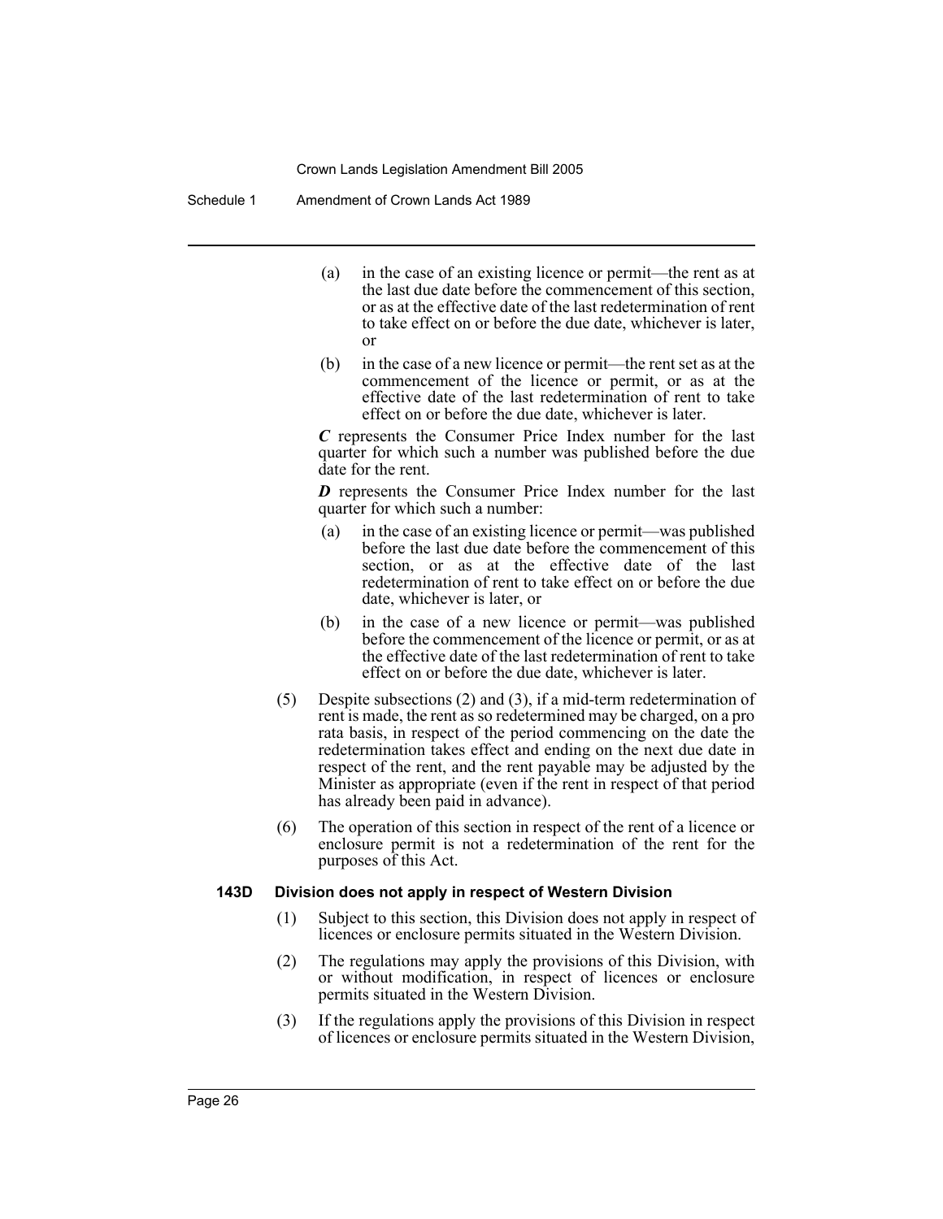(a) in the case of an existing licence or permit—the rent as at the last due date before the commencement of this section, or as at the effective date of the last redetermination of rent to take effect on or before the due date, whichever is later, or

(b) in the case of a new licence or permit—the rent set as at the commencement of the licence or permit, or as at the effective date of the last redetermination of rent to take effect on or before the due date, whichever is later.

***C*** represents the Consumer Price Index number for the last quarter for which such a number was published before the due date for the rent.

***D*** represents the Consumer Price Index number for the last quarter for which such a number:

(a) in the case of an existing licence or permit—was published before the last due date before the commencement of this section, or as at the effective date of the last redetermination of rent to take effect on or before the due date, whichever is later, or

(b) in the case of a new licence or permit—was published before the commencement of the licence or permit, or as at the effective date of the last redetermination of rent to take effect on or before the due date, whichever is later.

(5) Despite subsections (2) and (3), if a mid-term redetermination of rent is made, the rent as so redetermined may be charged, on a pro rata basis, in respect of the period commencing on the date the redetermination takes effect and ending on the next due date in respect of the rent, and the rent payable may be adjusted by the Minister as appropriate (even if the rent in respect of that period has already been paid in advance).

(6) The operation of this section in respect of the rent of a licence or enclosure permit is not a redetermination of the rent for the purposes of this Act.

**143D Division does not apply in respect of Western Division**

(1) Subject to this section, this Division does not apply in respect of licences or enclosure permits situated in the Western Division.

(2) The regulations may apply the provisions of this Division, with or without modification, in respect of licences or enclosure permits situated in the Western Division.

(3) If the regulations apply the provisions of this Division in respect of licences or enclosure permits situated in the Western Division,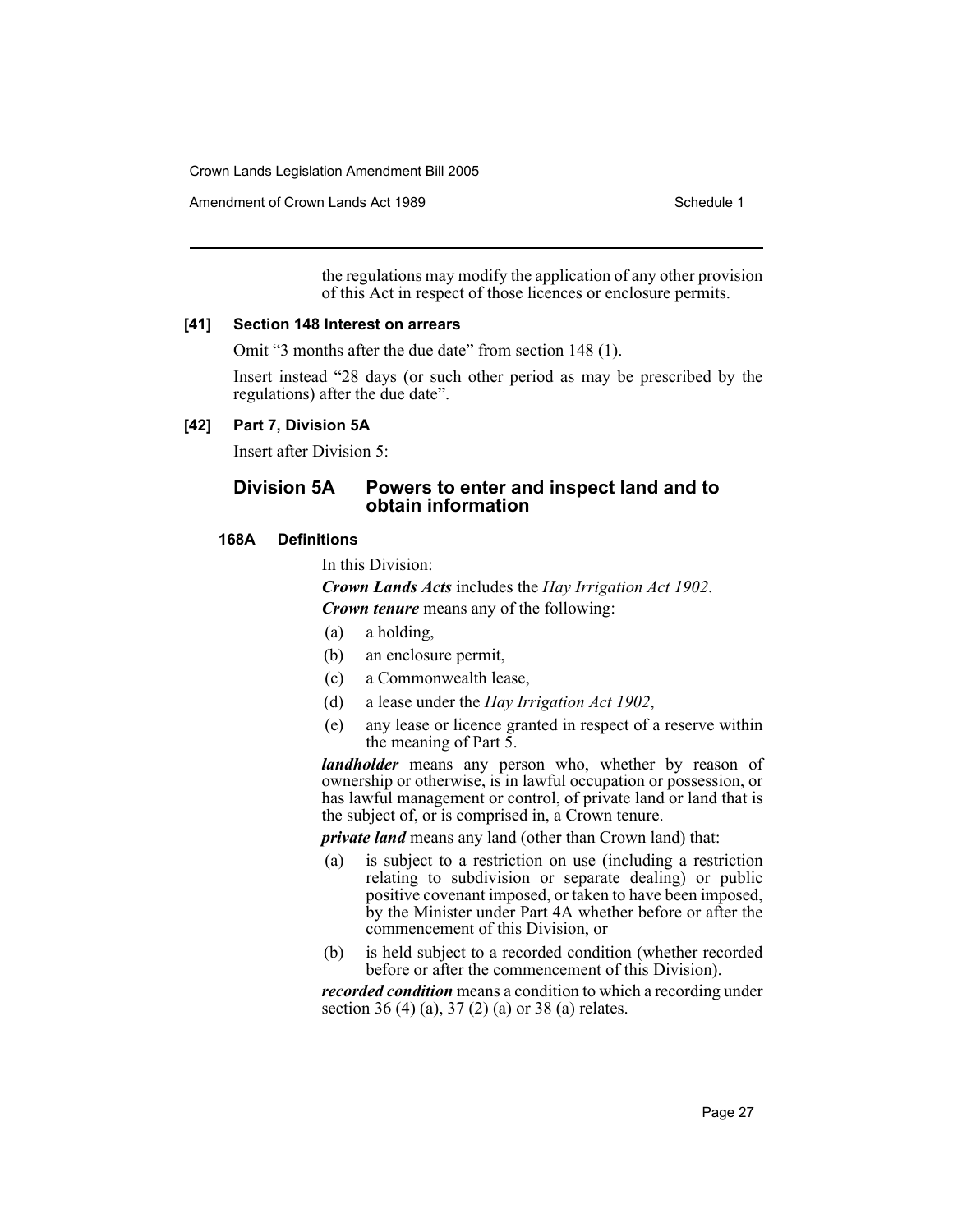the regulations may modify the application of any other provision of this Act in respect of those licences or enclosure permits.

**[41] Section 148 Interest on arrears**

Omit "3 months after the due date" from section 148 (1).

Insert instead "28 days (or such other period as may be prescribed by the regulations) after the due date".

**[42] Part 7, Division 5A**

Insert after Division 5:

## Division 5A Powers to enter and inspect land and to obtain information

**168A Definitions**

In this Division:

***Crown Lands Acts*** includes the *Hay Irrigation Act 1902*.

***Crown tenure*** means any of the following:

(a) a holding,

(b) an enclosure permit,

(c) a Commonwealth lease,

(d) a lease under the *Hay Irrigation Act 1902*,

(e) any lease or licence granted in respect of a reserve within the meaning of Part 5.

***landholder*** means any person who, whether by reason of ownership or otherwise, is in lawful occupation or possession, or has lawful management or control, of private land or land that is the subject of, or is comprised in, a Crown tenure.

***private land*** means any land (other than Crown land) that:

(a) is subject to a restriction on use (including a restriction relating to subdivision or separate dealing) or public positive covenant imposed, or taken to have been imposed, by the Minister under Part 4A whether before or after the commencement of this Division, or

(b) is held subject to a recorded condition (whether recorded before or after the commencement of this Division).

***recorded condition*** means a condition to which a recording under section 36 (4) (a), 37 (2) (a) or 38 (a) relates.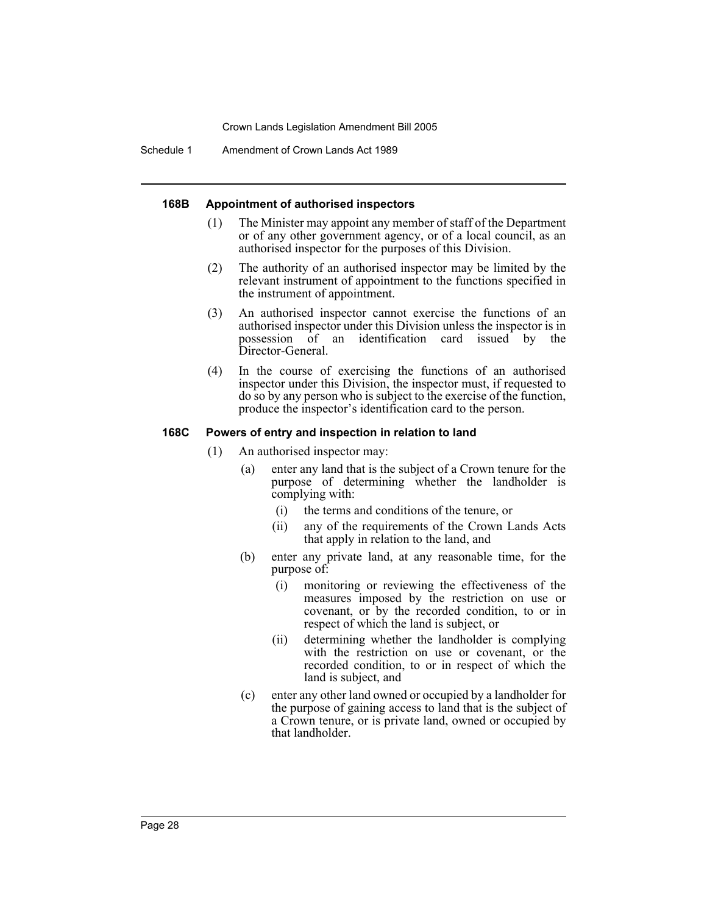#### 168B Appointment of authorised inspectors

(1) The Minister may appoint any member of staff of the Department or of any other government agency, or of a local council, as an authorised inspector for the purposes of this Division.

(2) The authority of an authorised inspector may be limited by the relevant instrument of appointment to the functions specified in the instrument of appointment.

(3) An authorised inspector cannot exercise the functions of an authorised inspector under this Division unless the inspector is in possession of an identification card issued by the Director-General.

(4) In the course of exercising the functions of an authorised inspector under this Division, the inspector must, if requested to do so by any person who is subject to the exercise of the function, produce the inspector's identification card to the person.

#### 168C Powers of entry and inspection in relation to land

(1) An authorised inspector may:

   (a) enter any land that is the subject of a Crown tenure for the purpose of determining whether the landholder is complying with:

      (i) the terms and conditions of the tenure, or

      (ii) any of the requirements of the Crown Lands Acts that apply in relation to the land, and

   (b) enter any private land, at any reasonable time, for the purpose of:

      (i) monitoring or reviewing the effectiveness of the measures imposed by the restriction on use or covenant, or by the recorded condition, to or in respect of which the land is subject, or

      (ii) determining whether the landholder is complying with the restriction on use or covenant, or the recorded condition, to or in respect of which the land is subject, and

   (c) enter any other land owned or occupied by a landholder for the purpose of gaining access to land that is the subject of a Crown tenure, or is private land, owned or occupied by that landholder.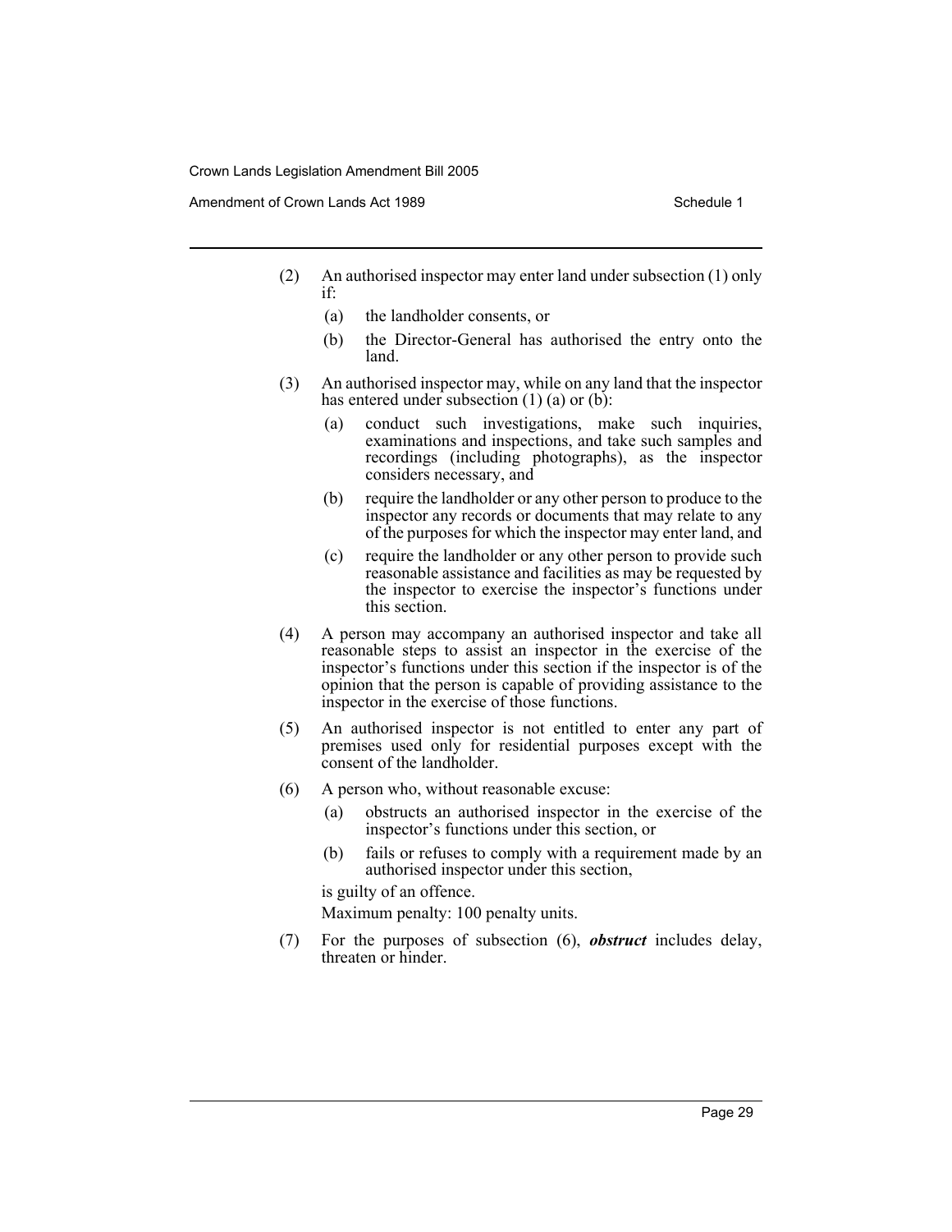(2) An authorised inspector may enter land under subsection (1) only if:

(a) the landholder consents, or

(b) the Director-General has authorised the entry onto the land.

(3) An authorised inspector may, while on any land that the inspector has entered under subsection (1) (a) or (b):

(a) conduct such investigations, make such inquiries, examinations and inspections, and take such samples and recordings (including photographs), as the inspector considers necessary, and

(b) require the landholder or any other person to produce to the inspector any records or documents that may relate to any of the purposes for which the inspector may enter land, and

(c) require the landholder or any other person to provide such reasonable assistance and facilities as may be requested by the inspector to exercise the inspector's functions under this section.

(4) A person may accompany an authorised inspector and take all reasonable steps to assist an inspector in the exercise of the inspector's functions under this section if the inspector is of the opinion that the person is capable of providing assistance to the inspector in the exercise of those functions.

(5) An authorised inspector is not entitled to enter any part of premises used only for residential purposes except with the consent of the landholder.

(6) A person who, without reasonable excuse:

(a) obstructs an authorised inspector in the exercise of the inspector's functions under this section, or

(b) fails or refuses to comply with a requirement made by an authorised inspector under this section,

is guilty of an offence.

Maximum penalty: 100 penalty units.

(7) For the purposes of subsection (6), ***obstruct*** includes delay, threaten or hinder.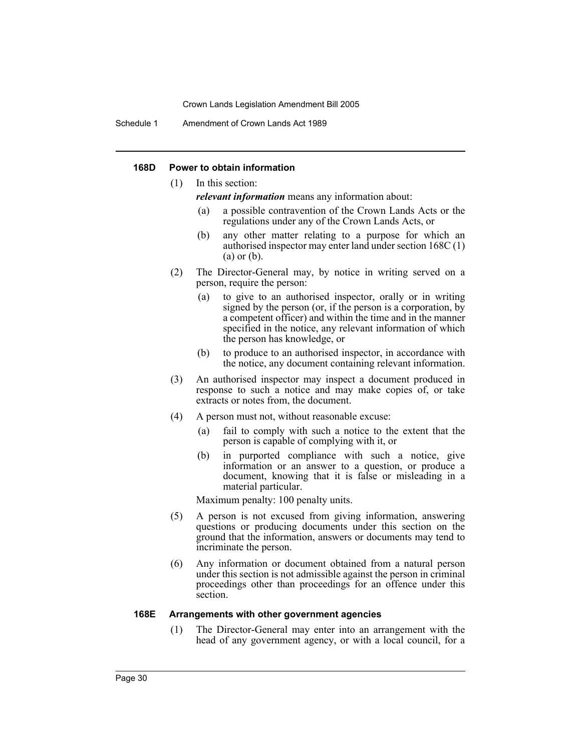#### 168D Power to obtain information

(1) In this section:

***relevant information*** means any information about:

(a) a possible contravention of the Crown Lands Acts or the regulations under any of the Crown Lands Acts, or

(b) any other matter relating to a purpose for which an authorised inspector may enter land under section 168C (1) (a) or (b).

(2) The Director-General may, by notice in writing served on a person, require the person:

(a) to give to an authorised inspector, orally or in writing signed by the person (or, if the person is a corporation, by a competent officer) and within the time and in the manner specified in the notice, any relevant information of which the person has knowledge, or

(b) to produce to an authorised inspector, in accordance with the notice, any document containing relevant information.

(3) An authorised inspector may inspect a document produced in response to such a notice and may make copies of, or take extracts or notes from, the document.

(4) A person must not, without reasonable excuse:

(a) fail to comply with such a notice to the extent that the person is capable of complying with it, or

(b) in purported compliance with such a notice, give information or an answer to a question, or produce a document, knowing that it is false or misleading in a material particular.

Maximum penalty: 100 penalty units.

(5) A person is not excused from giving information, answering questions or producing documents under this section on the ground that the information, answers or documents may tend to incriminate the person.

(6) Any information or document obtained from a natural person under this section is not admissible against the person in criminal proceedings other than proceedings for an offence under this section.

#### 168E Arrangements with other government agencies

(1) The Director-General may enter into an arrangement with the head of any government agency, or with a local council, for a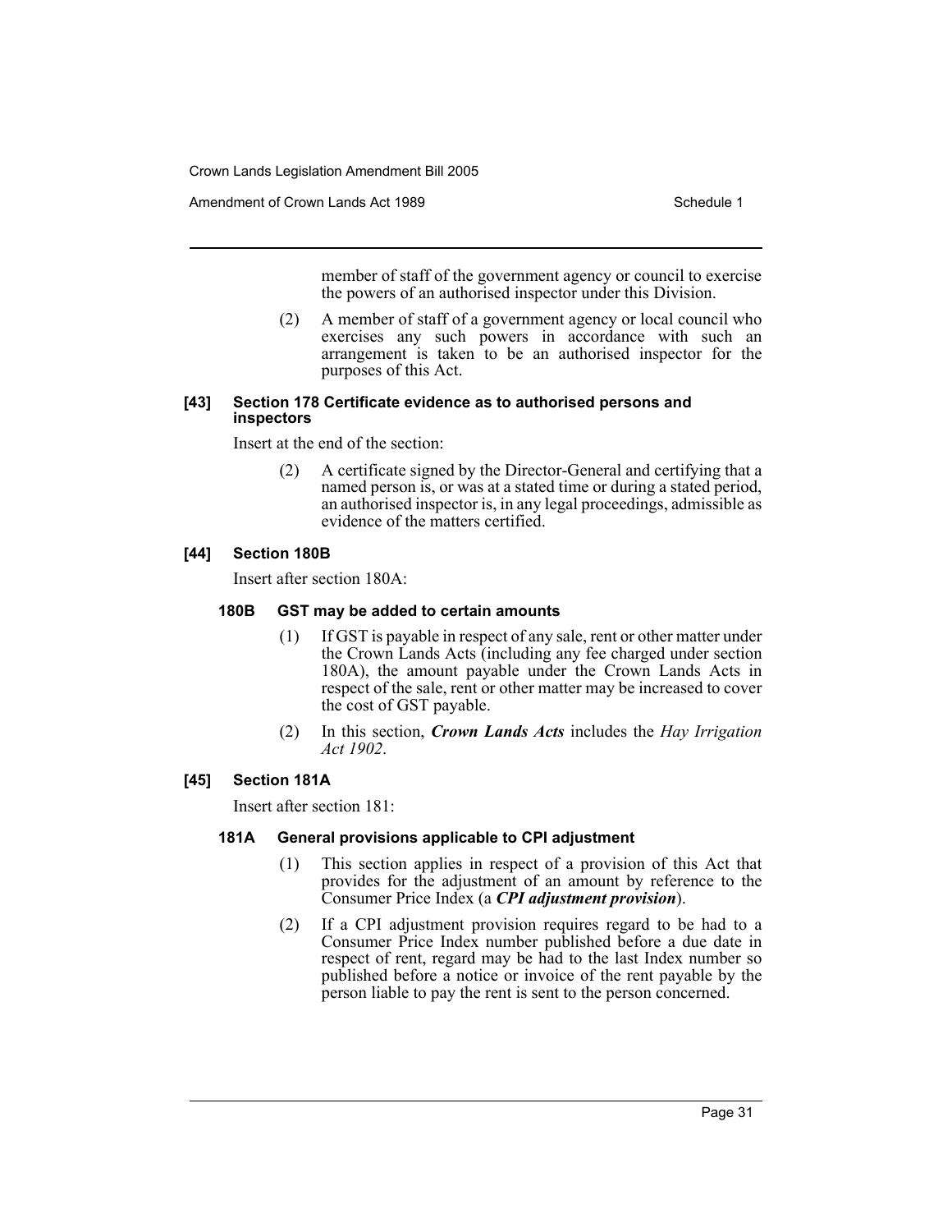member of staff of the government agency or council to exercise the powers of an authorised inspector under this Division.

(2) A member of staff of a government agency or local council who exercises any such powers in accordance with such an arrangement is taken to be an authorised inspector for the purposes of this Act.

#### [43] Section 178 Certificate evidence as to authorised persons and inspectors

Insert at the end of the section:

(2) A certificate signed by the Director-General and certifying that a named person is, or was at a stated time or during a stated period, an authorised inspector is, in any legal proceedings, admissible as evidence of the matters certified.

#### [44] Section 180B

Insert after section 180A:

#### 180B GST may be added to certain amounts

(1) If GST is payable in respect of any sale, rent or other matter under the Crown Lands Acts (including any fee charged under section 180A), the amount payable under the Crown Lands Acts in respect of the sale, rent or other matter may be increased to cover the cost of GST payable.

(2) In this section, ***Crown Lands Acts*** includes the *Hay Irrigation Act 1902*.

#### [45] Section 181A

Insert after section 181:

#### 181A General provisions applicable to CPI adjustment

(1) This section applies in respect of a provision of this Act that provides for the adjustment of an amount by reference to the Consumer Price Index (a ***CPI adjustment provision***).

(2) If a CPI adjustment provision requires regard to be had to a Consumer Price Index number published before a due date in respect of rent, regard may be had to the last Index number so published before a notice or invoice of the rent payable by the person liable to pay the rent is sent to the person concerned.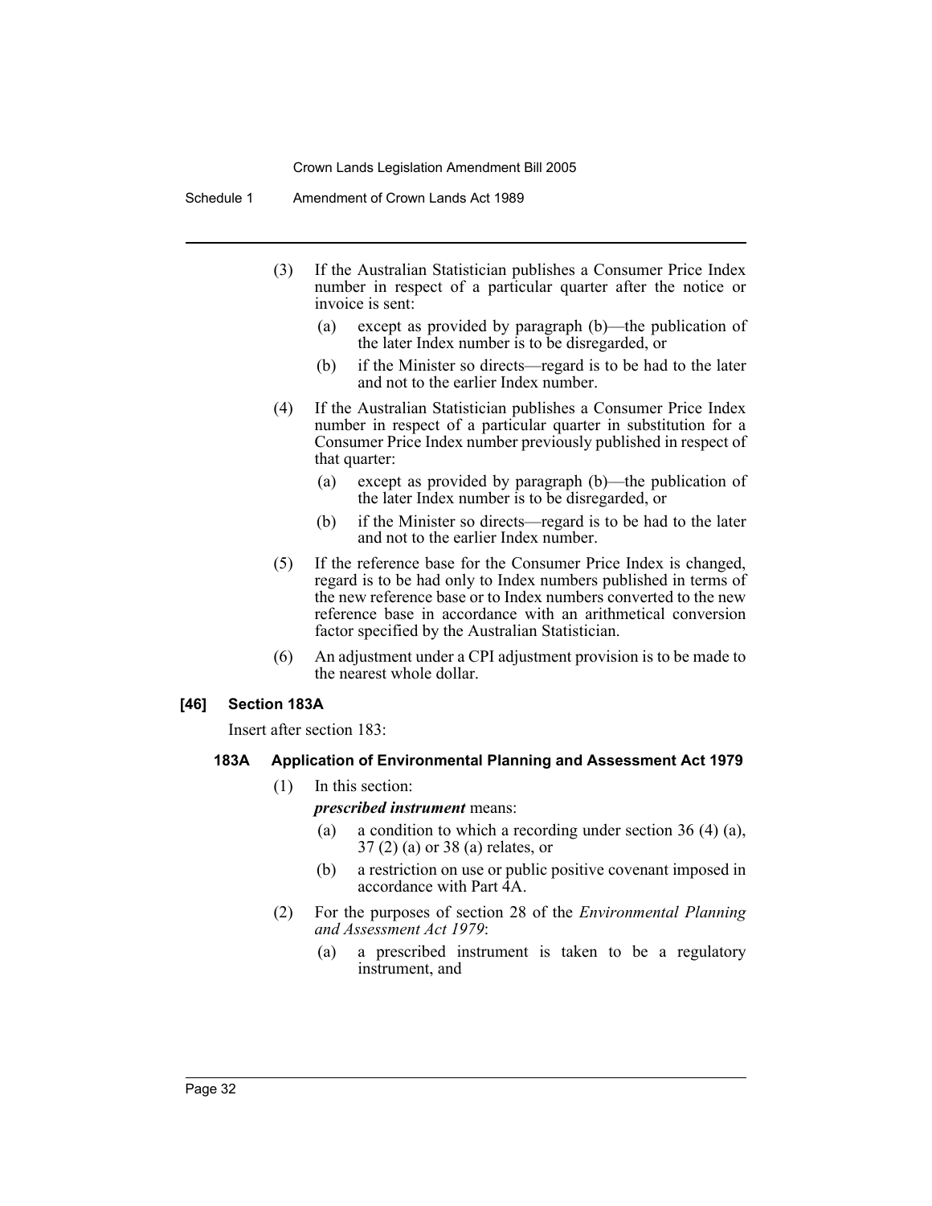(3) If the Australian Statistician publishes a Consumer Price Index number in respect of a particular quarter after the notice or invoice is sent:

(a) except as provided by paragraph (b)—the publication of the later Index number is to be disregarded, or

(b) if the Minister so directs—regard is to be had to the later and not to the earlier Index number.

(4) If the Australian Statistician publishes a Consumer Price Index number in respect of a particular quarter in substitution for a Consumer Price Index number previously published in respect of that quarter:

(a) except as provided by paragraph (b)—the publication of the later Index number is to be disregarded, or

(b) if the Minister so directs—regard is to be had to the later and not to the earlier Index number.

(5) If the reference base for the Consumer Price Index is changed, regard is to be had only to Index numbers published in terms of the new reference base or to Index numbers converted to the new reference base in accordance with an arithmetical conversion factor specified by the Australian Statistician.

(6) An adjustment under a CPI adjustment provision is to be made to the nearest whole dollar.

#### [46] Section 183A

Insert after section 183:

##### 183A Application of Environmental Planning and Assessment Act 1979

(1) In this section:

***prescribed instrument*** means:

(a) a condition to which a recording under section 36 (4) (a), 37 (2) (a) or 38 (a) relates, or

(b) a restriction on use or public positive covenant imposed in accordance with Part 4A.

(2) For the purposes of section 28 of the *Environmental Planning and Assessment Act 1979*:

(a) a prescribed instrument is taken to be a regulatory instrument, and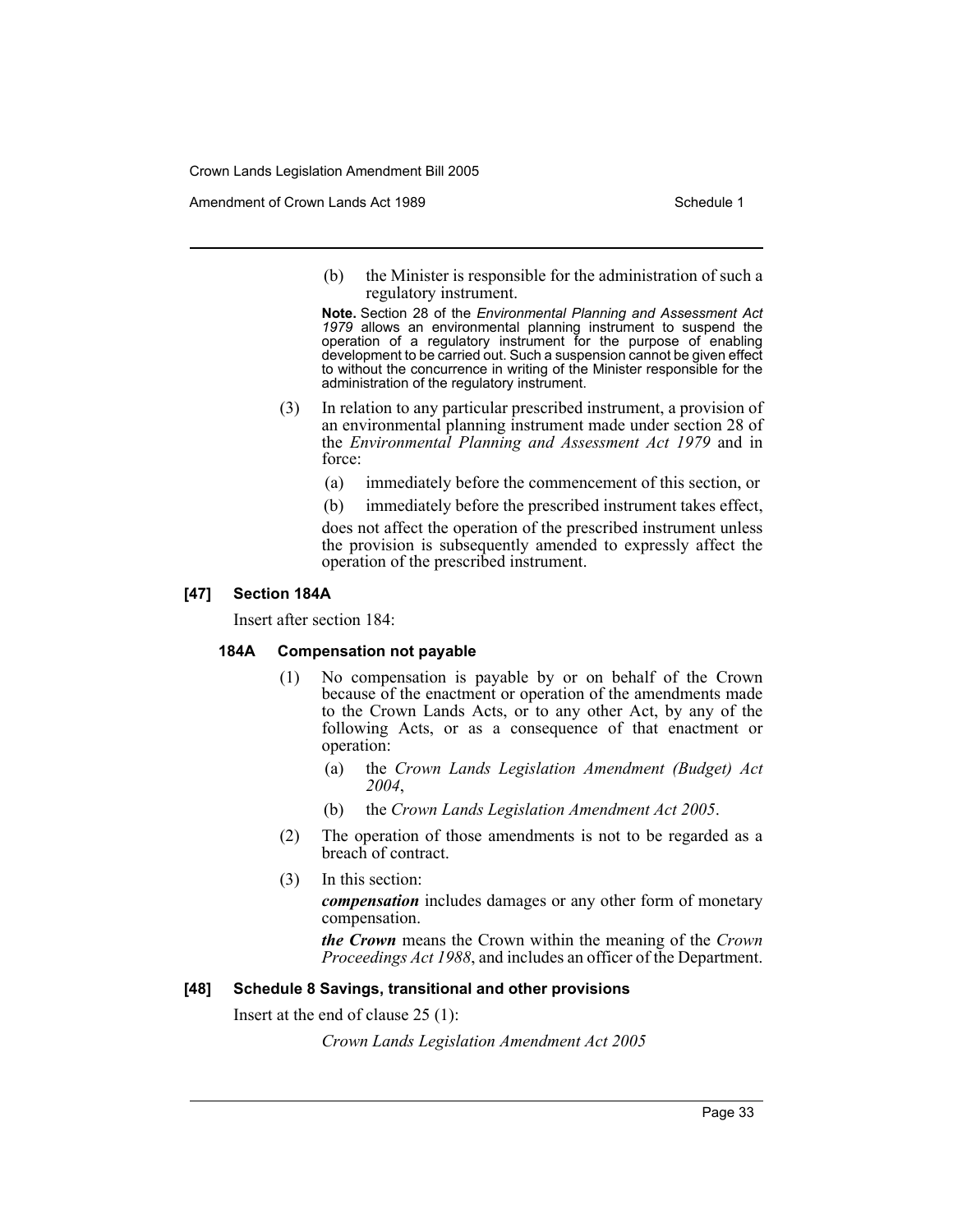(b) the Minister is responsible for the administration of such a regulatory instrument.

**Note.** Section 28 of the *Environmental Planning and Assessment Act 1979* allows an environmental planning instrument to suspend the operation of a regulatory instrument for the purpose of enabling development to be carried out. Such a suspension cannot be given effect to without the concurrence in writing of the Minister responsible for the administration of the regulatory instrument.

(3) In relation to any particular prescribed instrument, a provision of an environmental planning instrument made under section 28 of the *Environmental Planning and Assessment Act 1979* and in force:

(a) immediately before the commencement of this section, or

(b) immediately before the prescribed instrument takes effect,

does not affect the operation of the prescribed instrument unless the provision is subsequently amended to expressly affect the operation of the prescribed instrument.

#### [47] Section 184A

Insert after section 184:

#### 184A Compensation not payable

(1) No compensation is payable by or on behalf of the Crown because of the enactment or operation of the amendments made to the Crown Lands Acts, or to any other Act, by any of the following Acts, or as a consequence of that enactment or operation:

(a) the *Crown Lands Legislation Amendment (Budget) Act 2004*,

(b) the *Crown Lands Legislation Amendment Act 2005*.

(2) The operation of those amendments is not to be regarded as a breach of contract.

(3) In this section:

***compensation*** includes damages or any other form of monetary compensation.

***the Crown*** means the Crown within the meaning of the *Crown Proceedings Act 1988*, and includes an officer of the Department.

#### [48] Schedule 8 Savings, transitional and other provisions

Insert at the end of clause 25 (1):

*Crown Lands Legislation Amendment Act 2005*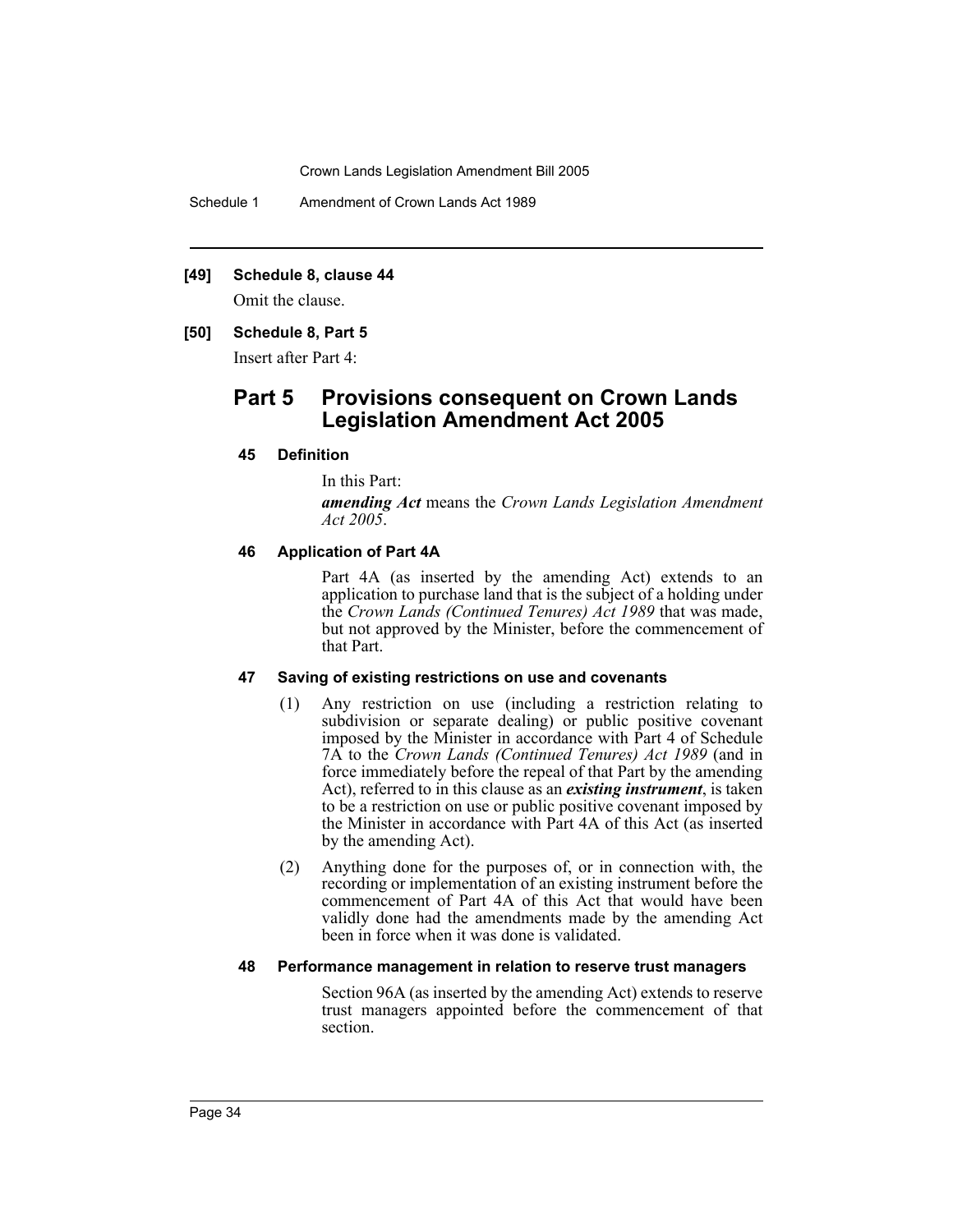**[49] Schedule 8, clause 44**

Omit the clause.

**[50] Schedule 8, Part 5**

Insert after Part 4:

## Part 5 Provisions consequent on Crown Lands Legislation Amendment Act 2005

#### 45 Definition

In this Part:

***amending Act*** means the *Crown Lands Legislation Amendment Act 2005*.

#### 46 Application of Part 4A

Part 4A (as inserted by the amending Act) extends to an application to purchase land that is the subject of a holding under the *Crown Lands (Continued Tenures) Act 1989* that was made, but not approved by the Minister, before the commencement of that Part.

#### 47 Saving of existing restrictions on use and covenants

(1) Any restriction on use (including a restriction relating to subdivision or separate dealing) or public positive covenant imposed by the Minister in accordance with Part 4 of Schedule 7A to the *Crown Lands (Continued Tenures) Act 1989* (and in force immediately before the repeal of that Part by the amending Act), referred to in this clause as an ***existing instrument***, is taken to be a restriction on use or public positive covenant imposed by the Minister in accordance with Part 4A of this Act (as inserted by the amending Act).

(2) Anything done for the purposes of, or in connection with, the recording or implementation of an existing instrument before the commencement of Part 4A of this Act that would have been validly done had the amendments made by the amending Act been in force when it was done is validated.

#### 48 Performance management in relation to reserve trust managers

Section 96A (as inserted by the amending Act) extends to reserve trust managers appointed before the commencement of that section.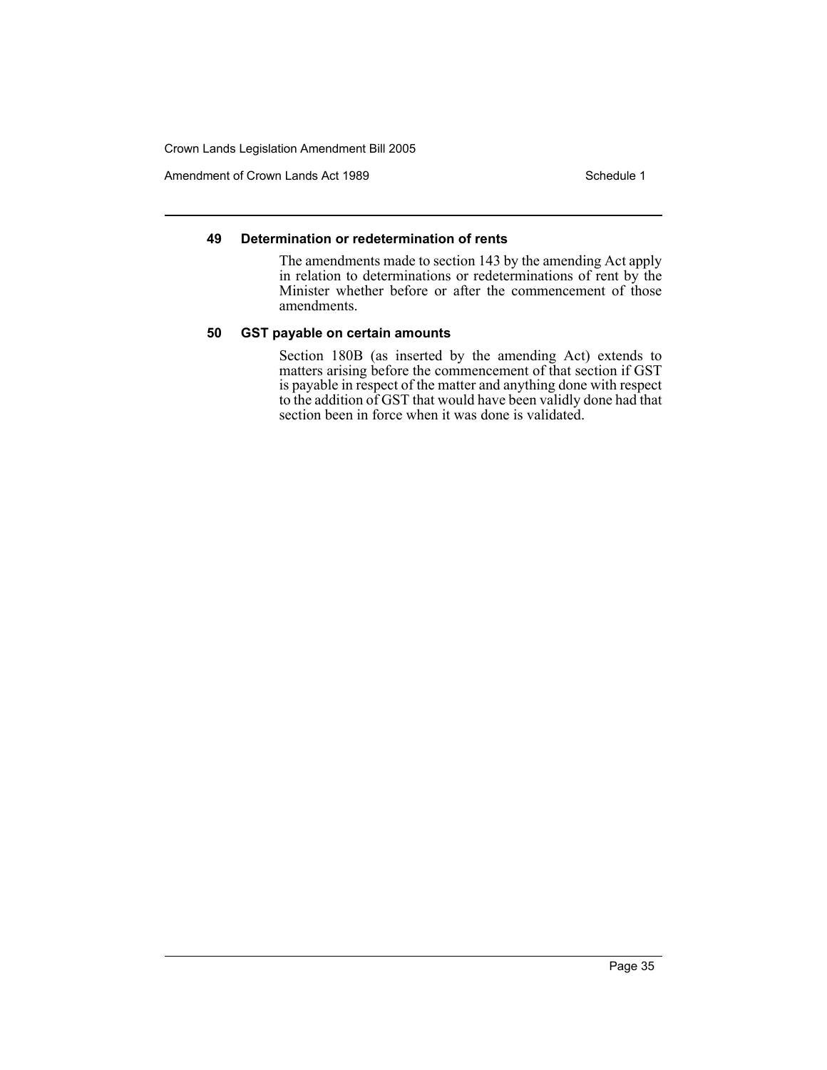### 49 Determination or redetermination of rents

The amendments made to section 143 by the amending Act apply in relation to determinations or redeterminations of rent by the Minister whether before or after the commencement of those amendments.

### 50 GST payable on certain amounts

Section 180B (as inserted by the amending Act) extends to matters arising before the commencement of that section if GST is payable in respect of the matter and anything done with respect to the addition of GST that would have been validly done had that section been in force when it was done is validated.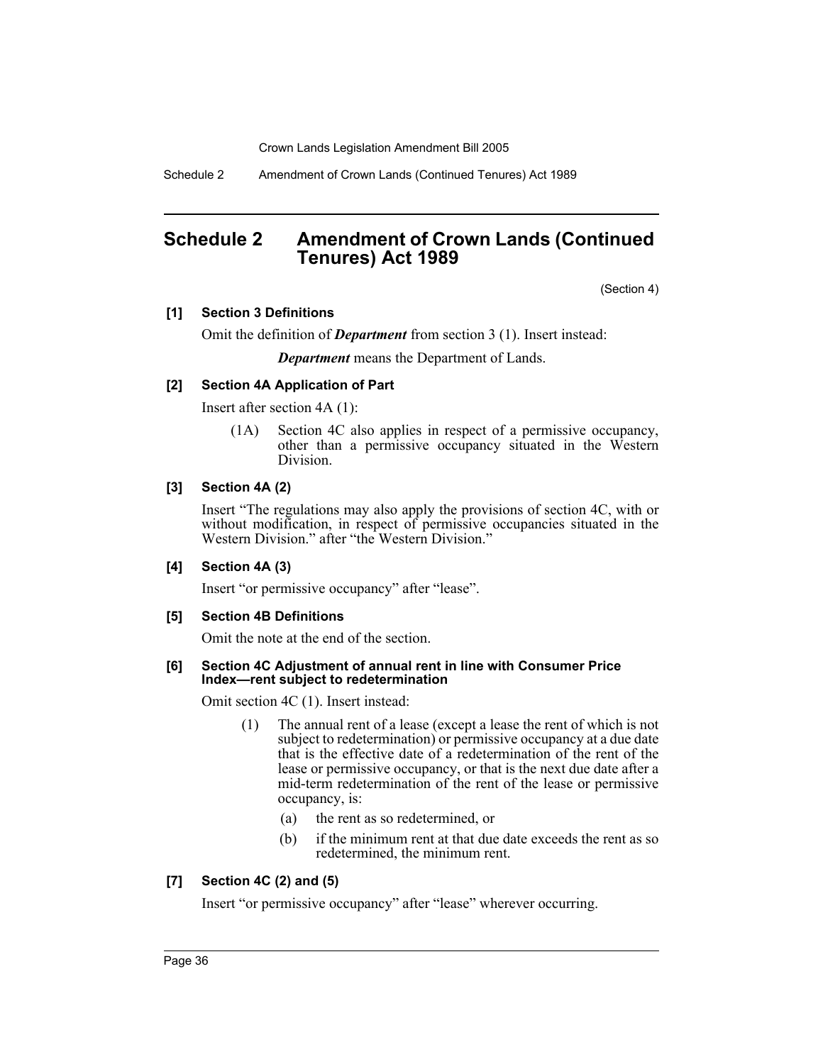# Schedule 2 Amendment of Crown Lands (Continued Tenures) Act 1989

(Section 4)

**[1] Section 3 Definitions**

Omit the definition of ***Department*** from section 3 (1). Insert instead:

> ***Department*** means the Department of Lands.

**[2] Section 4A Application of Part**

Insert after section 4A (1):

> (1A) Section 4C also applies in respect of a permissive occupancy, other than a permissive occupancy situated in the Western Division.

**[3] Section 4A (2)**

Insert "The regulations may also apply the provisions of section 4C, with or without modification, in respect of permissive occupancies situated in the Western Division." after "the Western Division."

**[4] Section 4A (3)**

Insert "or permissive occupancy" after "lease".

**[5] Section 4B Definitions**

Omit the note at the end of the section.

**[6] Section 4C Adjustment of annual rent in line with Consumer Price Index—rent subject to redetermination**

Omit section 4C (1). Insert instead:

> (1) The annual rent of a lease (except a lease the rent of which is not subject to redetermination) or permissive occupancy at a due date that is the effective date of a redetermination of the rent of the lease or permissive occupancy, or that is the next due date after a mid-term redetermination of the rent of the lease or permissive occupancy, is:
>
> (a) the rent as so redetermined, or
>
> (b) if the minimum rent at that due date exceeds the rent as so redetermined, the minimum rent.

**[7] Section 4C (2) and (5)**

Insert "or permissive occupancy" after "lease" wherever occurring.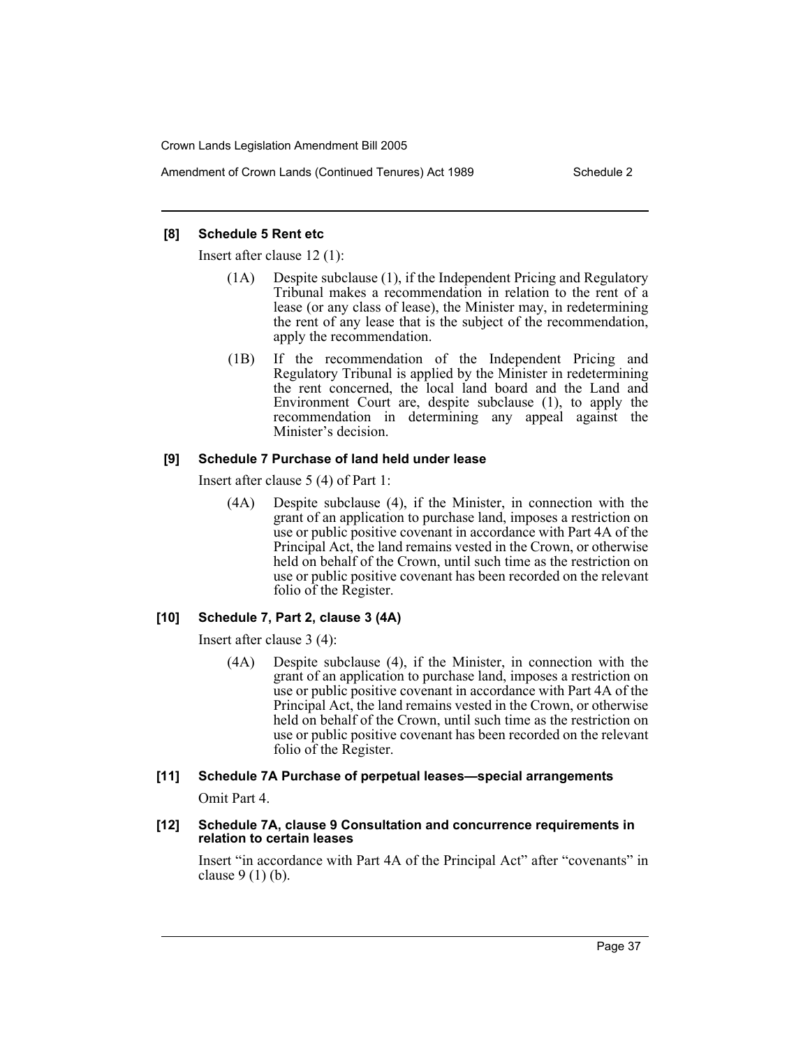**[8] Schedule 5 Rent etc**

Insert after clause 12 (1):

> (1A) Despite subclause (1), if the Independent Pricing and Regulatory Tribunal makes a recommendation in relation to the rent of a lease (or any class of lease), the Minister may, in redetermining the rent of any lease that is the subject of the recommendation, apply the recommendation.
>
> (1B) If the recommendation of the Independent Pricing and Regulatory Tribunal is applied by the Minister in redetermining the rent concerned, the local land board and the Land and Environment Court are, despite subclause (1), to apply the recommendation in determining any appeal against the Minister's decision.

**[9] Schedule 7 Purchase of land held under lease**

Insert after clause 5 (4) of Part 1:

> (4A) Despite subclause (4), if the Minister, in connection with the grant of an application to purchase land, imposes a restriction on use or public positive covenant in accordance with Part 4A of the Principal Act, the land remains vested in the Crown, or otherwise held on behalf of the Crown, until such time as the restriction on use or public positive covenant has been recorded on the relevant folio of the Register.

**[10] Schedule 7, Part 2, clause 3 (4A)**

Insert after clause 3 (4):

> (4A) Despite subclause (4), if the Minister, in connection with the grant of an application to purchase land, imposes a restriction on use or public positive covenant in accordance with Part 4A of the Principal Act, the land remains vested in the Crown, or otherwise held on behalf of the Crown, until such time as the restriction on use or public positive covenant has been recorded on the relevant folio of the Register.

**[11] Schedule 7A Purchase of perpetual leases—special arrangements**

Omit Part 4.

**[12] Schedule 7A, clause 9 Consultation and concurrence requirements in relation to certain leases**

Insert "in accordance with Part 4A of the Principal Act" after "covenants" in clause 9 (1) (b).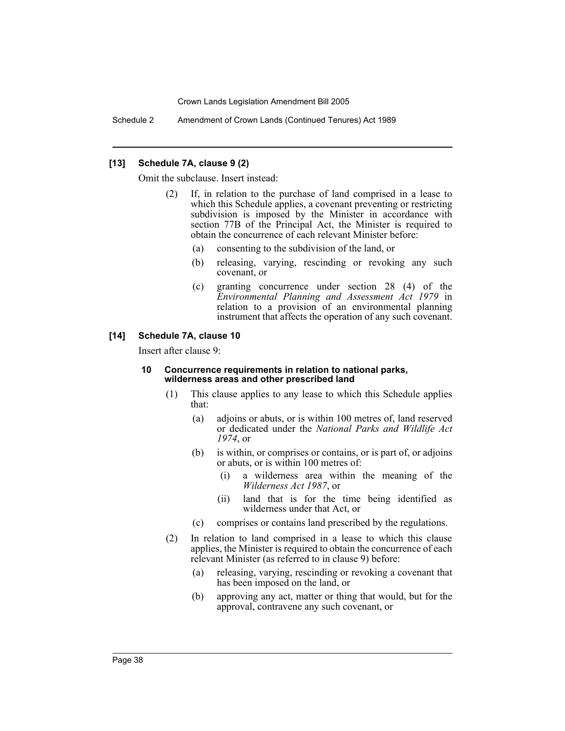### [13] Schedule 7A, clause 9 (2)

Omit the subclause. Insert instead:

(2) If, in relation to the purchase of land comprised in a lease to which this Schedule applies, a covenant preventing or restricting subdivision is imposed by the Minister in accordance with section 77B of the Principal Act, the Minister is required to obtain the concurrence of each relevant Minister before:

(a) consenting to the subdivision of the land, or

(b) releasing, varying, rescinding or revoking any such covenant, or

(c) granting concurrence under section 28 (4) of the *Environmental Planning and Assessment Act 1979* in relation to a provision of an environmental planning instrument that affects the operation of any such covenant.

### [14] Schedule 7A, clause 10

Insert after clause 9:

#### 10 Concurrence requirements in relation to national parks, wilderness areas and other prescribed land

(1) This clause applies to any lease to which this Schedule applies that:

(a) adjoins or abuts, or is within 100 metres of, land reserved or dedicated under the *National Parks and Wildlife Act 1974*, or

(b) is within, or comprises or contains, or is part of, or adjoins or abuts, or is within 100 metres of:

(i) a wilderness area within the meaning of the *Wilderness Act 1987*, or

(ii) land that is for the time being identified as wilderness under that Act, or

(c) comprises or contains land prescribed by the regulations.

(2) In relation to land comprised in a lease to which this clause applies, the Minister is required to obtain the concurrence of each relevant Minister (as referred to in clause 9) before:

(a) releasing, varying, rescinding or revoking a covenant that has been imposed on the land, or

(b) approving any act, matter or thing that would, but for the approval, contravene any such covenant, or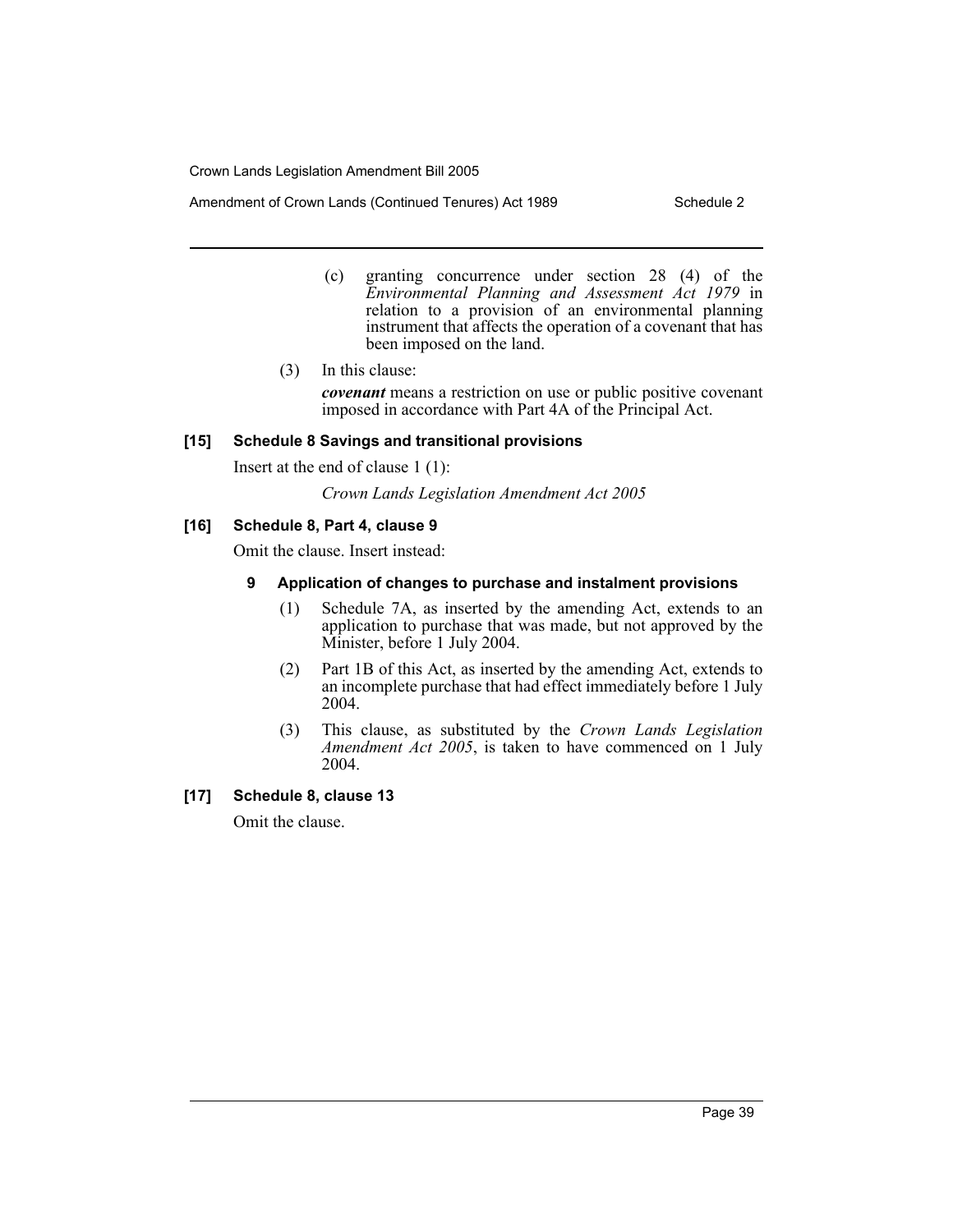(c) granting concurrence under section 28 (4) of the *Environmental Planning and Assessment Act 1979* in relation to a provision of an environmental planning instrument that affects the operation of a covenant that has been imposed on the land.

(3) In this clause:

***covenant*** means a restriction on use or public positive covenant imposed in accordance with Part 4A of the Principal Act.

### [15] Schedule 8 Savings and transitional provisions

Insert at the end of clause 1 (1):

*Crown Lands Legislation Amendment Act 2005*

### [16] Schedule 8, Part 4, clause 9

Omit the clause. Insert instead:

#### 9 Application of changes to purchase and instalment provisions

(1) Schedule 7A, as inserted by the amending Act, extends to an application to purchase that was made, but not approved by the Minister, before 1 July 2004.

(2) Part 1B of this Act, as inserted by the amending Act, extends to an incomplete purchase that had effect immediately before 1 July 2004.

(3) This clause, as substituted by the *Crown Lands Legislation Amendment Act 2005*, is taken to have commenced on 1 July 2004.

### [17] Schedule 8, clause 13

Omit the clause.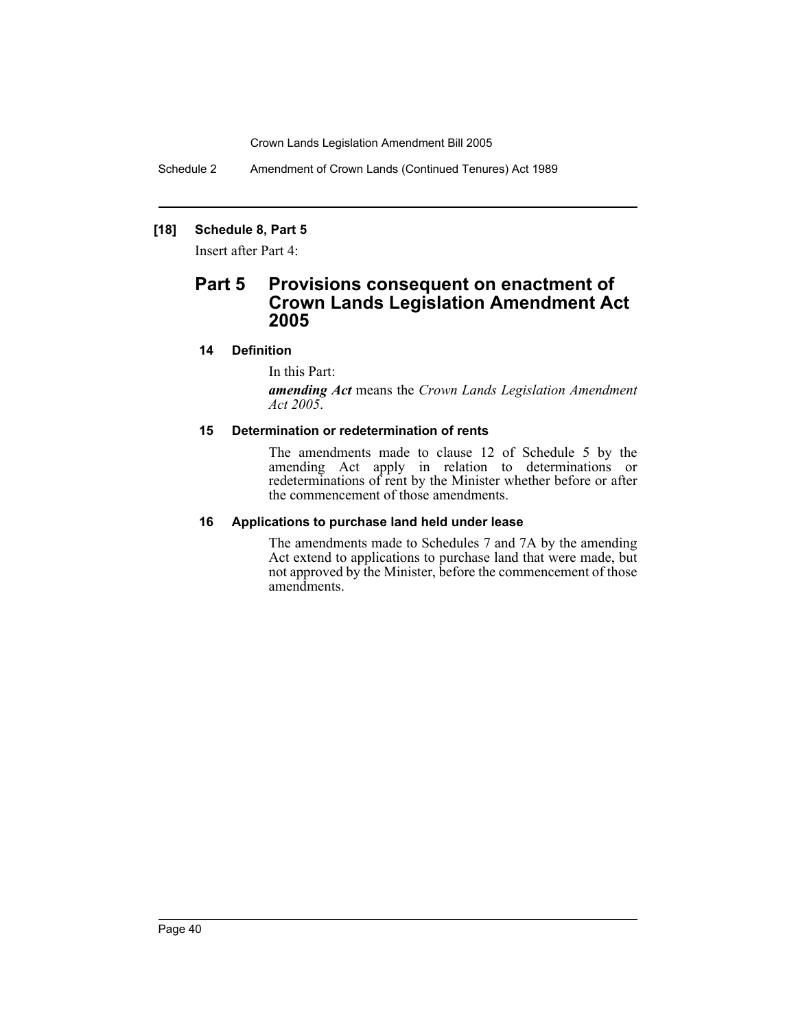**[18] Schedule 8, Part 5**

Insert after Part 4:

## Part 5 Provisions consequent on enactment of Crown Lands Legislation Amendment Act 2005

### 14 Definition

In this Part:

***amending Act*** means the *Crown Lands Legislation Amendment Act 2005*.

### 15 Determination or redetermination of rents

The amendments made to clause 12 of Schedule 5 by the amending Act apply in relation to determinations or redeterminations of rent by the Minister whether before or after the commencement of those amendments.

### 16 Applications to purchase land held under lease

The amendments made to Schedules 7 and 7A by the amending Act extend to applications to purchase land that were made, but not approved by the Minister, before the commencement of those amendments.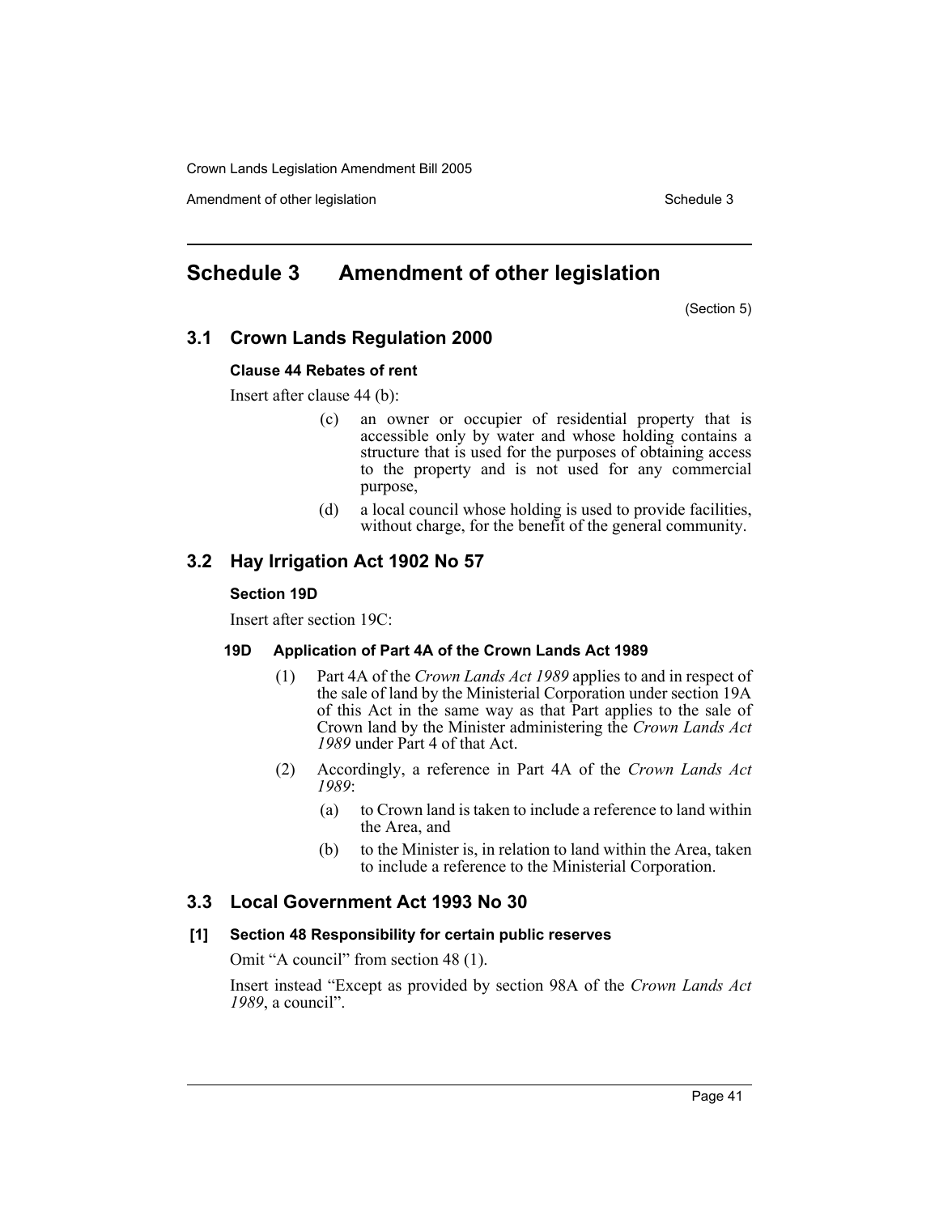# Schedule 3 Amendment of other legislation

(Section 5)

## 3.1 Crown Lands Regulation 2000

### Clause 44 Rebates of rent

Insert after clause 44 (b):

> (c) an owner or occupier of residential property that is accessible only by water and whose holding contains a structure that is used for the purposes of obtaining access to the property and is not used for any commercial purpose,
>
> (d) a local council whose holding is used to provide facilities, without charge, for the benefit of the general community.

## 3.2 Hay Irrigation Act 1902 No 57

### Section 19D

Insert after section 19C:

> **19D Application of Part 4A of the Crown Lands Act 1989**
>
> (1) Part 4A of the *Crown Lands Act 1989* applies to and in respect of the sale of land by the Ministerial Corporation under section 19A of this Act in the same way as that Part applies to the sale of Crown land by the Minister administering the *Crown Lands Act 1989* under Part 4 of that Act.
>
> (2) Accordingly, a reference in Part 4A of the *Crown Lands Act 1989*:
>
> (a) to Crown land is taken to include a reference to land within the Area, and
>
> (b) to the Minister is, in relation to land within the Area, taken to include a reference to the Ministerial Corporation.

## 3.3 Local Government Act 1993 No 30

### [1] Section 48 Responsibility for certain public reserves

Omit "A council" from section 48 (1).

Insert instead "Except as provided by section 98A of the *Crown Lands Act 1989*, a council".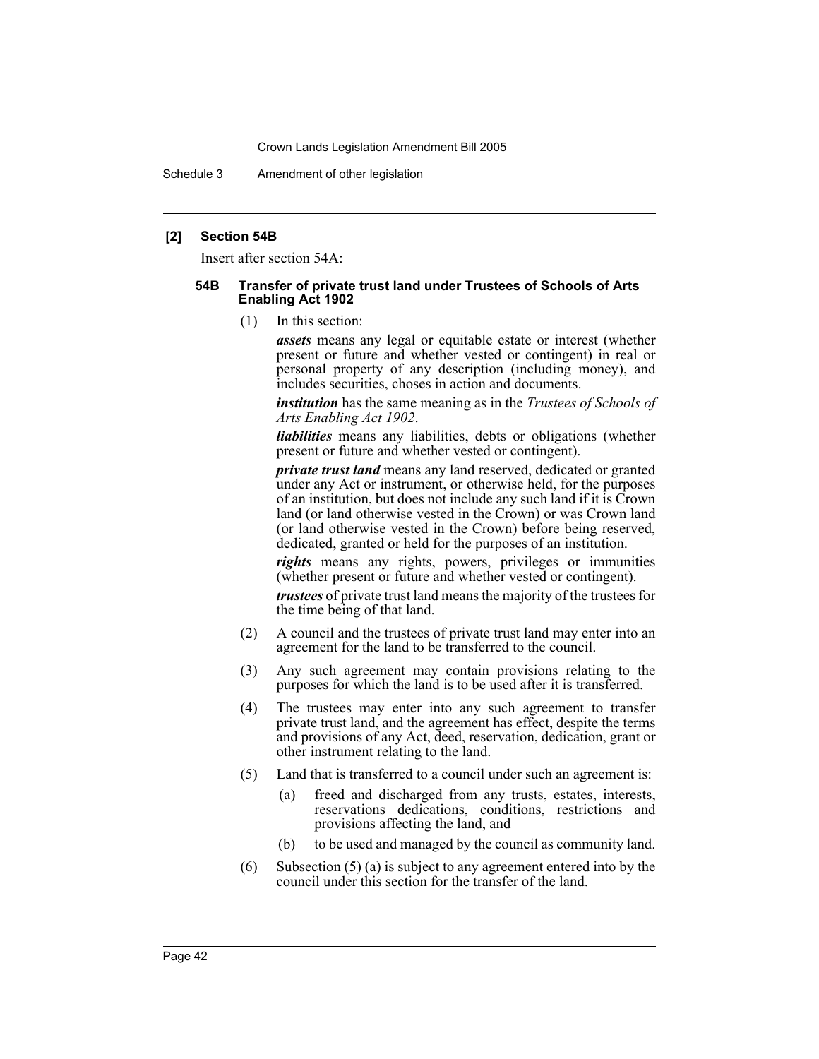### [2] Section 54B

Insert after section 54A:

#### 54B Transfer of private trust land under Trustees of Schools of Arts Enabling Act 1902

(1) In this section:

***assets*** means any legal or equitable estate or interest (whether present or future and whether vested or contingent) in real or personal property of any description (including money), and includes securities, choses in action and documents.

***institution*** has the same meaning as in the *Trustees of Schools of Arts Enabling Act 1902*.

***liabilities*** means any liabilities, debts or obligations (whether present or future and whether vested or contingent).

***private trust land*** means any land reserved, dedicated or granted under any Act or instrument, or otherwise held, for the purposes of an institution, but does not include any such land if it is Crown land (or land otherwise vested in the Crown) or was Crown land (or land otherwise vested in the Crown) before being reserved, dedicated, granted or held for the purposes of an institution.

***rights*** means any rights, powers, privileges or immunities (whether present or future and whether vested or contingent).

***trustees*** of private trust land means the majority of the trustees for the time being of that land.

(2) A council and the trustees of private trust land may enter into an agreement for the land to be transferred to the council.

(3) Any such agreement may contain provisions relating to the purposes for which the land is to be used after it is transferred.

(4) The trustees may enter into any such agreement to transfer private trust land, and the agreement has effect, despite the terms and provisions of any Act, deed, reservation, dedication, grant or other instrument relating to the land.

(5) Land that is transferred to a council under such an agreement is:

(a) freed and discharged from any trusts, estates, interests, reservations dedications, conditions, restrictions and provisions affecting the land, and

(b) to be used and managed by the council as community land.

(6) Subsection (5) (a) is subject to any agreement entered into by the council under this section for the transfer of the land.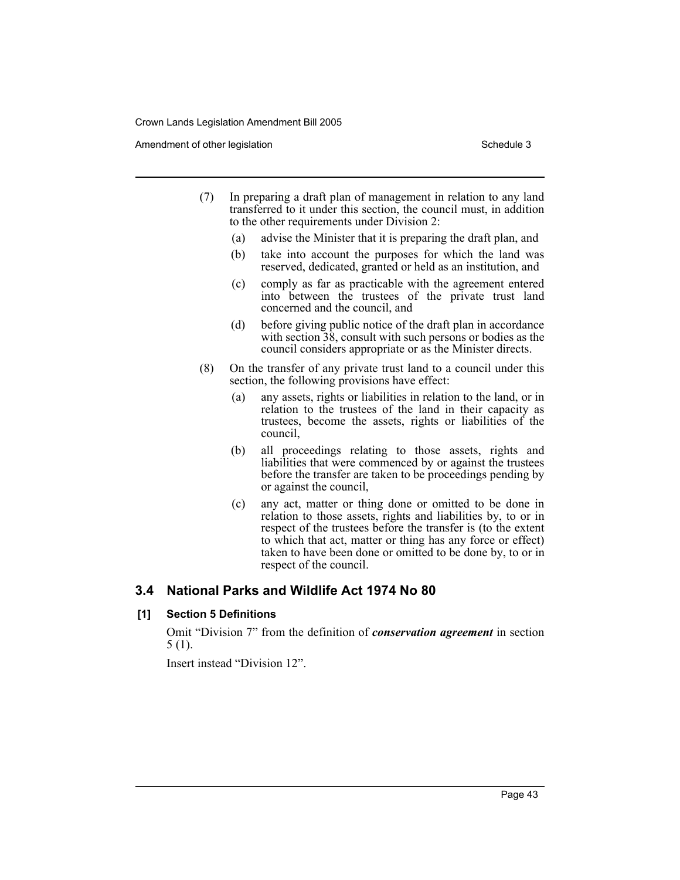(7) In preparing a draft plan of management in relation to any land transferred to it under this section, the council must, in addition to the other requirements under Division 2:

  (a) advise the Minister that it is preparing the draft plan, and

  (b) take into account the purposes for which the land was reserved, dedicated, granted or held as an institution, and

  (c) comply as far as practicable with the agreement entered into between the trustees of the private trust land concerned and the council, and

  (d) before giving public notice of the draft plan in accordance with section 38, consult with such persons or bodies as the council considers appropriate or as the Minister directs.

(8) On the transfer of any private trust land to a council under this section, the following provisions have effect:

  (a) any assets, rights or liabilities in relation to the land, or in relation to the trustees of the land in their capacity as trustees, become the assets, rights or liabilities of the council,

  (b) all proceedings relating to those assets, rights and liabilities that were commenced by or against the trustees before the transfer are taken to be proceedings pending by or against the council,

  (c) any act, matter or thing done or omitted to be done in relation to those assets, rights and liabilities by, to or in respect of the trustees before the transfer is (to the extent to which that act, matter or thing has any force or effect) taken to have been done or omitted to be done by, to or in respect of the council.

## 3.4 National Parks and Wildlife Act 1974 No 80

### [1] Section 5 Definitions

Omit "Division 7" from the definition of ***conservation agreement*** in section 5 (1).

Insert instead "Division 12".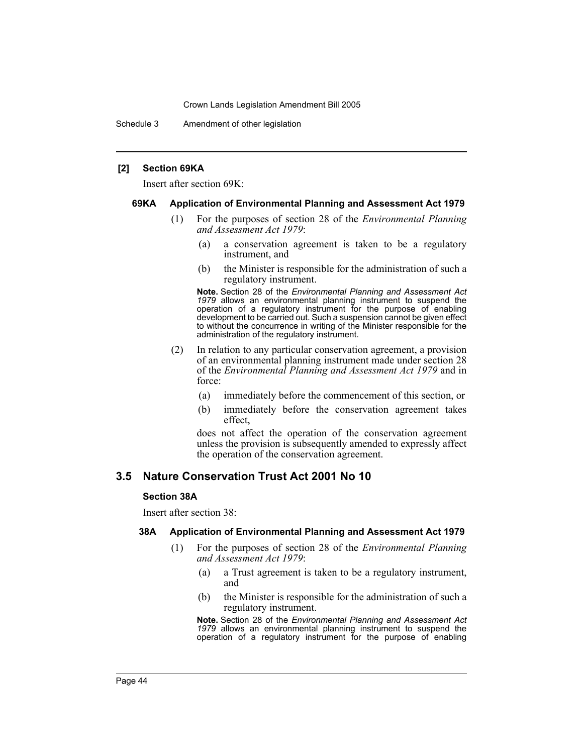### [2] Section 69KA

Insert after section 69K:

#### 69KA Application of Environmental Planning and Assessment Act 1979

(1) For the purposes of section 28 of the *Environmental Planning and Assessment Act 1979*:

(a) a conservation agreement is taken to be a regulatory instrument, and

(b) the Minister is responsible for the administration of such a regulatory instrument.

**Note.** Section 28 of the *Environmental Planning and Assessment Act 1979* allows an environmental planning instrument to suspend the operation of a regulatory instrument for the purpose of enabling development to be carried out. Such a suspension cannot be given effect to without the concurrence in writing of the Minister responsible for the administration of the regulatory instrument.

(2) In relation to any particular conservation agreement, a provision of an environmental planning instrument made under section 28 of the *Environmental Planning and Assessment Act 1979* and in force:

(a) immediately before the commencement of this section, or

(b) immediately before the conservation agreement takes effect,

does not affect the operation of the conservation agreement unless the provision is subsequently amended to expressly affect the operation of the conservation agreement.

## 3.5 Nature Conservation Trust Act 2001 No 10

### Section 38A

Insert after section 38:

#### 38A Application of Environmental Planning and Assessment Act 1979

(1) For the purposes of section 28 of the *Environmental Planning and Assessment Act 1979*:

(a) a Trust agreement is taken to be a regulatory instrument, and

(b) the Minister is responsible for the administration of such a regulatory instrument.

**Note.** Section 28 of the *Environmental Planning and Assessment Act 1979* allows an environmental planning instrument to suspend the operation of a regulatory instrument for the purpose of enabling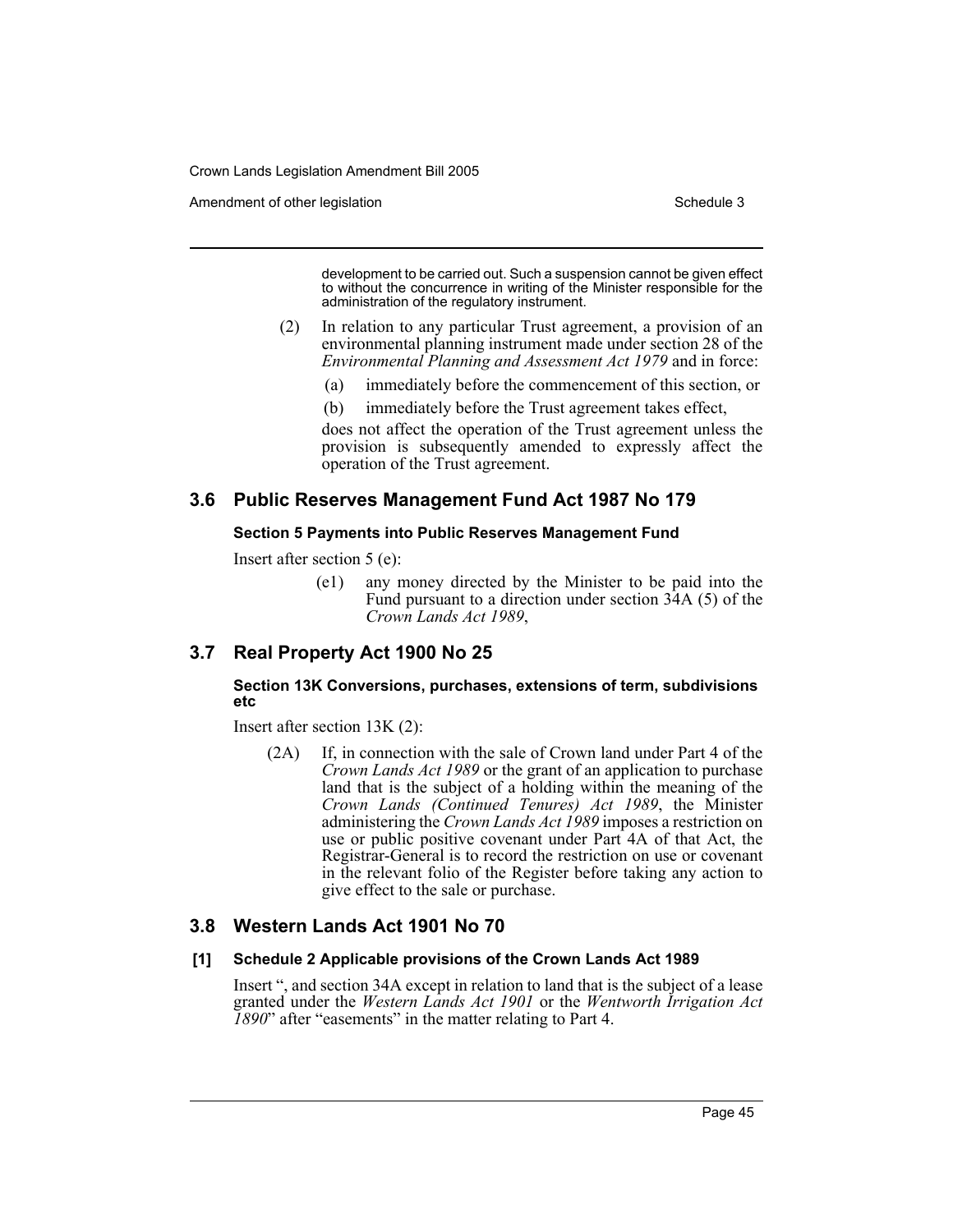development to be carried out. Such a suspension cannot be given effect to without the concurrence in writing of the Minister responsible for the administration of the regulatory instrument.

(2) In relation to any particular Trust agreement, a provision of an environmental planning instrument made under section 28 of the *Environmental Planning and Assessment Act 1979* and in force:

(a) immediately before the commencement of this section, or

(b) immediately before the Trust agreement takes effect,

does not affect the operation of the Trust agreement unless the provision is subsequently amended to expressly affect the operation of the Trust agreement.

## 3.6 Public Reserves Management Fund Act 1987 No 179

#### Section 5 Payments into Public Reserves Management Fund

Insert after section 5 (e):

(e1) any money directed by the Minister to be paid into the Fund pursuant to a direction under section 34A (5) of the *Crown Lands Act 1989*,

## 3.7 Real Property Act 1900 No 25

#### Section 13K Conversions, purchases, extensions of term, subdivisions etc

Insert after section 13K (2):

(2A) If, in connection with the sale of Crown land under Part 4 of the *Crown Lands Act 1989* or the grant of an application to purchase land that is the subject of a holding within the meaning of the *Crown Lands (Continued Tenures) Act 1989*, the Minister administering the *Crown Lands Act 1989* imposes a restriction on use or public positive covenant under Part 4A of that Act, the Registrar-General is to record the restriction on use or covenant in the relevant folio of the Register before taking any action to give effect to the sale or purchase.

## 3.8 Western Lands Act 1901 No 70

#### [1] Schedule 2 Applicable provisions of the Crown Lands Act 1989

Insert ", and section 34A except in relation to land that is the subject of a lease granted under the *Western Lands Act 1901* or the *Wentworth Irrigation Act 1890*" after "easements" in the matter relating to Part 4.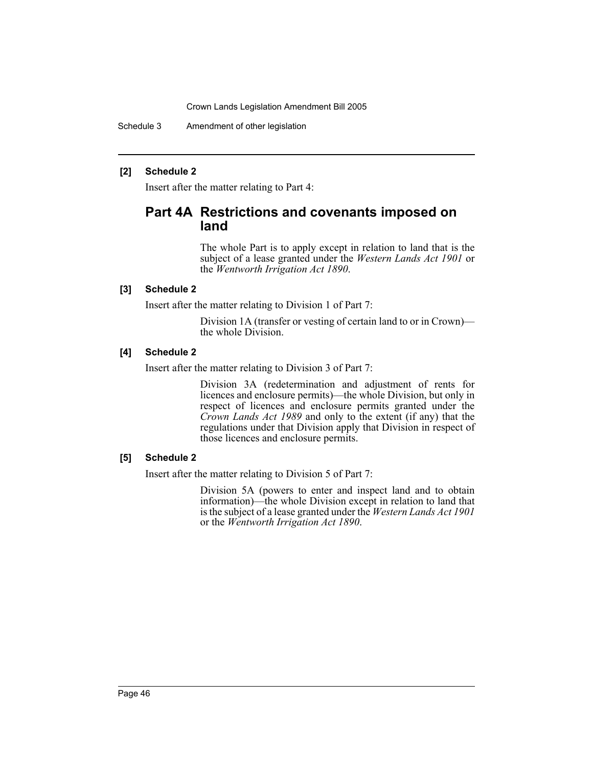**[2] Schedule 2**

Insert after the matter relating to Part 4:

## Part 4A Restrictions and covenants imposed on land

The whole Part is to apply except in relation to land that is the subject of a lease granted under the *Western Lands Act 1901* or the *Wentworth Irrigation Act 1890*.

**[3] Schedule 2**

Insert after the matter relating to Division 1 of Part 7:

Division 1A (transfer or vesting of certain land to or in Crown)—the whole Division.

**[4] Schedule 2**

Insert after the matter relating to Division 3 of Part 7:

Division 3A (redetermination and adjustment of rents for licences and enclosure permits)—the whole Division, but only in respect of licences and enclosure permits granted under the *Crown Lands Act 1989* and only to the extent (if any) that the regulations under that Division apply that Division in respect of those licences and enclosure permits.

**[5] Schedule 2**

Insert after the matter relating to Division 5 of Part 7:

Division 5A (powers to enter and inspect land and to obtain information)—the whole Division except in relation to land that is the subject of a lease granted under the *Western Lands Act 1901* or the *Wentworth Irrigation Act 1890*.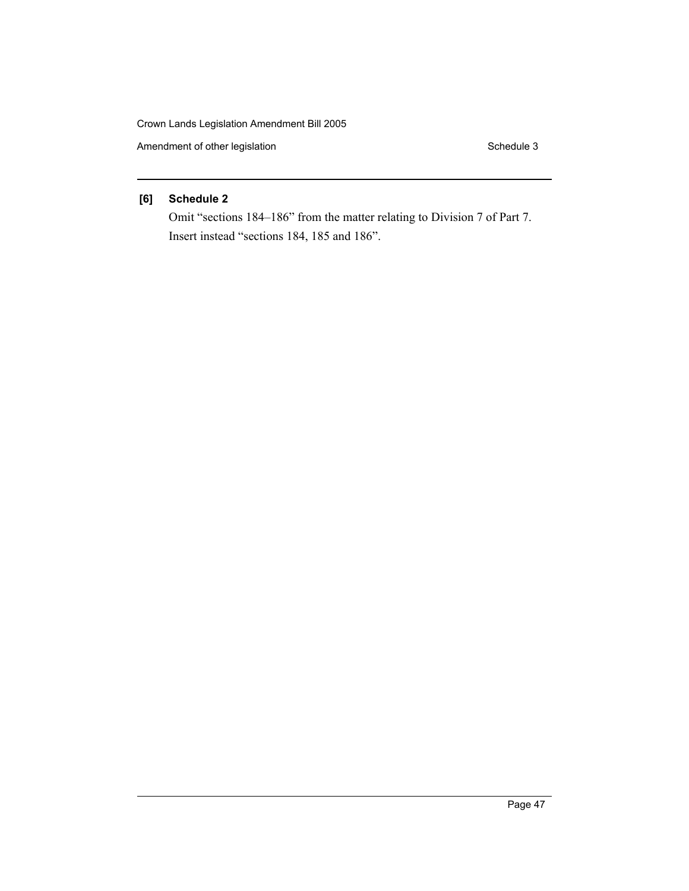**[6] Schedule 2**

Omit "sections 184–186" from the matter relating to Division 7 of Part 7. Insert instead "sections 184, 185 and 186".